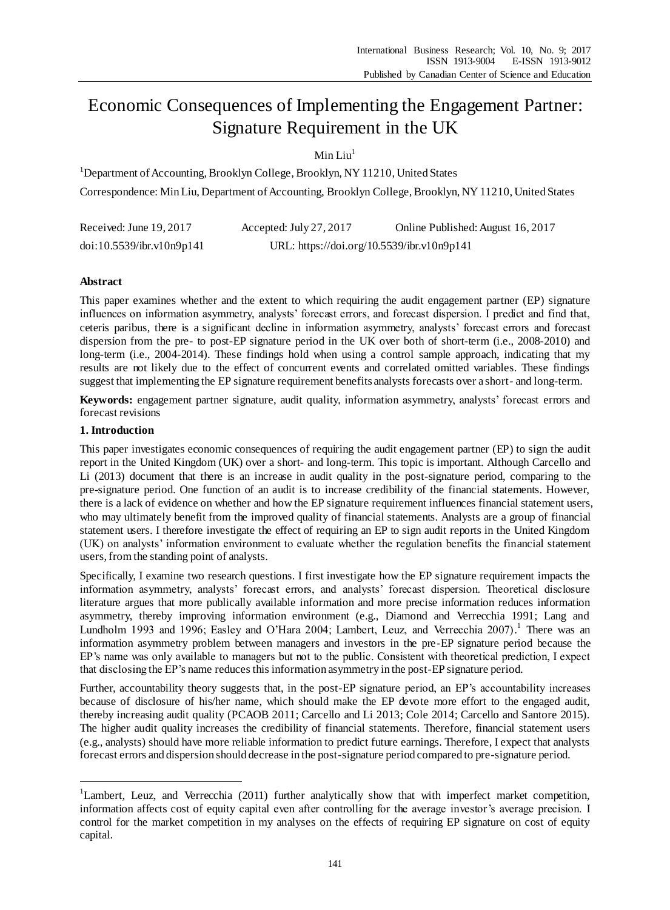# Economic Consequences of Implementing the Engagement Partner: Signature Requirement in the UK

Min Liu[1]

[1]Department of Accounting, Brooklyn College, Brooklyn, NY 11210, United States

Correspondence: Min Liu, Department of Accounting, Brooklyn College, Brooklyn, NY 11210, United States

Received: June 19, 2017 Accepted: July 27, 2017 Online Published: August 16, 2017

doi:10.5539/ibr.v10n9p141 URL: https://doi.org/10.5539/ibr.v10n9p141

**Abstract**

This paper examines whether and the extent to which requiring the audit engagement partner (EP) signature influences on information asymmetry, analysts' forecast errors, and forecast dispersion. I predict and find that, ceteris paribus, there is a significant decline in information asymmetry, analysts' forecast errors and forecast dispersion from the pre- to post-EP signature period in the UK over both of short-term (i.e., 2008-2010) and long-term (i.e., 2004-2014). These findings hold when using a control sample approach, indicating that my results are not likely due to the effect of concurrent events and correlated omitted variables. These findings suggest that implementing the EP signature requirement benefits analysts forecasts over a short- and long-term.

**Keywords:** engagement partner signature, audit quality, information asymmetry, analysts' forecast errors and forecast revisions

## 1. Introduction

This paper investigates economic consequences of requiring the audit engagement partner (EP) to sign the audit report in the United Kingdom (UK) over a short- and long-term. This topic is important. Although Carcello and Li (2013) document that there is an increase in audit quality in the post-signature period, comparing to the pre-signature period. One function of an audit is to increase credibility of the financial statements. However, there is a lack of evidence on whether and how the EP signature requirement influences financial statement users, who may ultimately benefit from the improved quality of financial statements. Analysts are a group of financial statement users. I therefore investigate the effect of requiring an EP to sign audit reports in the United Kingdom (UK) on analysts' information environment to evaluate whether the regulation benefits the financial statement users, from the standing point of analysts.

Specifically, I examine two research questions. I first investigate how the EP signature requirement impacts the information asymmetry, analysts' forecast errors, and analysts' forecast dispersion. Theoretical disclosure literature argues that more publically available information and more precise information reduces information asymmetry, thereby improving information environment (e.g., Diamond and Verrecchia 1991; Lang and Lundholm 1993 and 1996; Easley and O'Hara 2004; Lambert, Leuz, and Verrecchia 2007).[1] There was an information asymmetry problem between managers and investors in the pre-EP signature period because the EP's name was only available to managers but not to the public. Consistent with theoretical prediction, I expect that disclosing the EP's name reduces this information asymmetry in the post-EP signature period.

Further, accountability theory suggests that, in the post-EP signature period, an EP's accountability increases because of disclosure of his/her name, which should make the EP devote more effort to the engaged audit, thereby increasing audit quality (PCAOB 2011; Carcello and Li 2013; Cole 2014; Carcello and Santore 2015). The higher audit quality increases the credibility of financial statements. Therefore, financial statement users (e.g., analysts) should have more reliable information to predict future earnings. Therefore, I expect that analysts forecast errors and dispersion should decrease in the post-signature period compared to pre-signature period.

[1]Lambert, Leuz, and Verrecchia (2011) further analytically show that with imperfect market competition, information affects cost of equity capital even after controlling for the average investor's average precision. I control for the market competition in my analyses on the effects of requiring EP signature on cost of equity capital.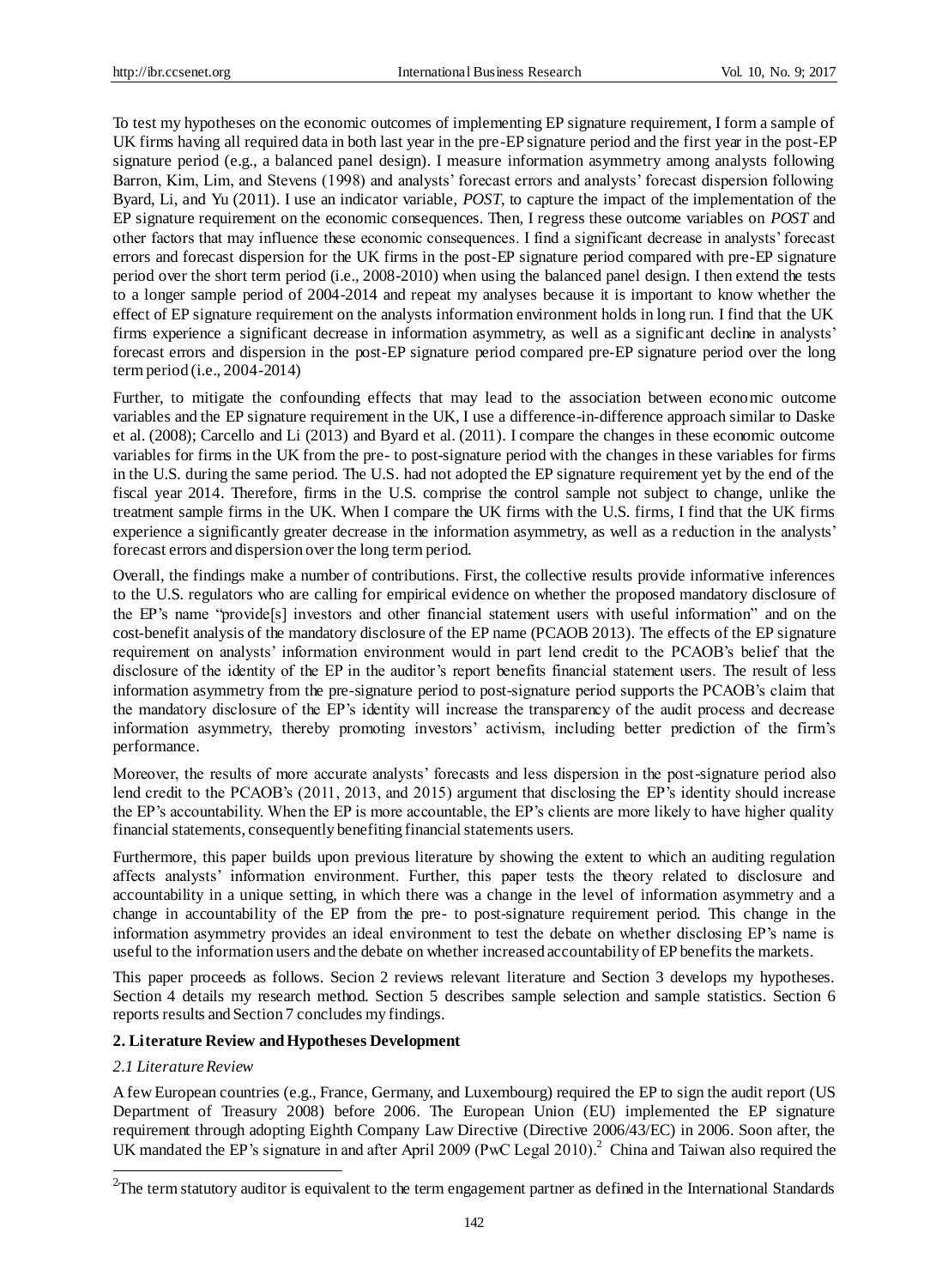To test my hypotheses on the economic outcomes of implementing EP signature requirement, I form a sample of UK firms having all required data in both last year in the pre-EP signature period and the first year in the post-EP signature period (e.g., a balanced panel design). I measure information asymmetry among analysts following Barron, Kim, Lim, and Stevens (1998) and analysts' forecast errors and analysts' forecast dispersion following Byard, Li, and Yu (2011). I use an indicator variable, *POST*, to capture the impact of the implementation of the EP signature requirement on the economic consequences. Then, I regress these outcome variables on *POST* and other factors that may influence these economic consequences. I find a significant decrease in analysts' forecast errors and forecast dispersion for the UK firms in the post-EP signature period compared with pre-EP signature period over the short term period (i.e., 2008-2010) when using the balanced panel design. I then extend the tests to a longer sample period of 2004-2014 and repeat my analyses because it is important to know whether the effect of EP signature requirement on the analysts information environment holds in long run. I find that the UK firms experience a significant decrease in information asymmetry, as well as a significant decline in analysts' forecast errors and dispersion in the post-EP signature period compared pre-EP signature period over the long term period (i.e., 2004-2014)

Further, to mitigate the confounding effects that may lead to the association between economic outcome variables and the EP signature requirement in the UK, I use a difference-in-difference approach similar to Daske et al. (2008); Carcello and Li (2013) and Byard et al. (2011). I compare the changes in these economic outcome variables for firms in the UK from the pre- to post-signature period with the changes in these variables for firms in the U.S. during the same period. The U.S. had not adopted the EP signature requirement yet by the end of the fiscal year 2014. Therefore, firms in the U.S. comprise the control sample not subject to change, unlike the treatment sample firms in the UK. When I compare the UK firms with the U.S. firms, I find that the UK firms experience a significantly greater decrease in the information asymmetry, as well as a reduction in the analysts' forecast errors and dispersion over the long term period.

Overall, the findings make a number of contributions. First, the collective results provide informative inferences to the U.S. regulators who are calling for empirical evidence on whether the proposed mandatory disclosure of the EP's name "provide[s] investors and other financial statement users with useful information" and on the cost-benefit analysis of the mandatory disclosure of the EP name (PCAOB 2013). The effects of the EP signature requirement on analysts' information environment would in part lend credit to the PCAOB's belief that the disclosure of the identity of the EP in the auditor's report benefits financial statement users. The result of less information asymmetry from the pre-signature period to post-signature period supports the PCAOB's claim that the mandatory disclosure of the EP's identity will increase the transparency of the audit process and decrease information asymmetry, thereby promoting investors' activism, including better prediction of the firm's performance.

Moreover, the results of more accurate analysts' forecasts and less dispersion in the post-signature period also lend credit to the PCAOB's (2011, 2013, and 2015) argument that disclosing the EP's identity should increase the EP's accountability. When the EP is more accountable, the EP's clients are more likely to have higher quality financial statements, consequently benefiting financial statements users.

Furthermore, this paper builds upon previous literature by showing the extent to which an auditing regulation affects analysts' information environment. Further, this paper tests the theory related to disclosure and accountability in a unique setting, in which there was a change in the level of information asymmetry and a change in accountability of the EP from the pre- to post-signature requirement period. This change in the information asymmetry provides an ideal environment to test the debate on whether disclosing EP's name is useful to the information users and the debate on whether increased accountability of EP benefits the markets.

This paper proceeds as follows. Secion 2 reviews relevant literature and Section 3 develops my hypotheses. Section 4 details my research method. Section 5 describes sample selection and sample statistics. Section 6 reports results and Section 7 concludes my findings.

## 2. Literature Review and Hypotheses Development

### 2.1 Literature Review

A few European countries (e.g., France, Germany, and Luxembourg) required the EP to sign the audit report (US Department of Treasury 2008) before 2006. The European Union (EU) implemented the EP signature requirement through adopting Eighth Company Law Directive (Directive 2006/43/EC) in 2006. Soon after, the UK mandated the EP's signature in and after April 2009 (PwC Legal 2010).[2] China and Taiwan also required the

[2] The term statutory auditor is equivalent to the term engagement partner as defined in the International Standards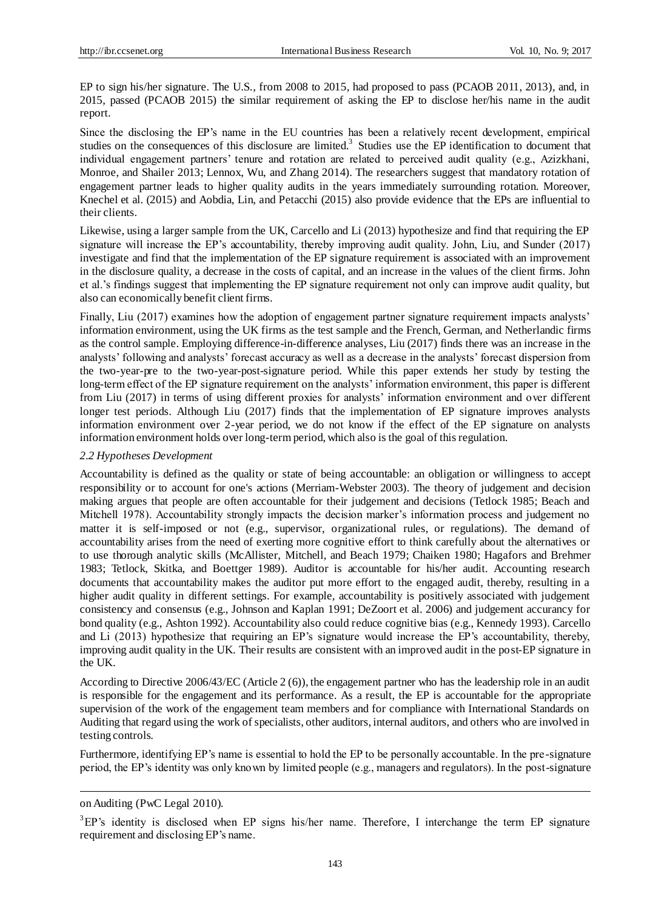EP to sign his/her signature. The U.S., from 2008 to 2015, had proposed to pass (PCAOB 2011, 2013), and, in 2015, passed (PCAOB 2015) the similar requirement of asking the EP to disclose her/his name in the audit report.

Since the disclosing the EP's name in the EU countries has been a relatively recent development, empirical studies on the consequences of this disclosure are limited.[3] Studies use the EP identification to document that individual engagement partners' tenure and rotation are related to perceived audit quality (e.g., Azizkhani, Monroe, and Shailer 2013; Lennox, Wu, and Zhang 2014). The researchers suggest that mandatory rotation of engagement partner leads to higher quality audits in the years immediately surrounding rotation. Moreover, Knechel et al. (2015) and Aobdia, Lin, and Petacchi (2015) also provide evidence that the EPs are influential to their clients.

Likewise, using a larger sample from the UK, Carcello and Li (2013) hypothesize and find that requiring the EP signature will increase the EP's accountability, thereby improving audit quality. John, Liu, and Sunder (2017) investigate and find that the implementation of the EP signature requirement is associated with an improvement in the disclosure quality, a decrease in the costs of capital, and an increase in the values of the client firms. John et al.'s findings suggest that implementing the EP signature requirement not only can improve audit quality, but also can economically benefit client firms.

Finally, Liu (2017) examines how the adoption of engagement partner signature requirement impacts analysts' information environment, using the UK firms as the test sample and the French, German, and Netherlandic firms as the control sample. Employing difference-in-difference analyses, Liu (2017) finds there was an increase in the analysts' following and analysts' forecast accuracy as well as a decrease in the analysts' forecast dispersion from the two-year-pre to the two-year-post-signature period. While this paper extends her study by testing the long-term effect of the EP signature requirement on the analysts' information environment, this paper is different from Liu (2017) in terms of using different proxies for analysts' information environment and over different longer test periods. Although Liu (2017) finds that the implementation of EP signature improves analysts information environment over 2-year period, we do not know if the effect of the EP signature on analysts information environment holds over long-term period, which also is the goal of this regulation.

### *2.2 Hypotheses Development*

Accountability is defined as the quality or state of being accountable: an obligation or willingness to accept responsibility or to account for one's actions (Merriam-Webster 2003). The theory of judgement and decision making argues that people are often accountable for their judgement and decisions (Tetlock 1985; Beach and Mitchell 1978). Accountability strongly impacts the decision marker's information process and judgement no matter it is self-imposed or not (e.g., supervisor, organizational rules, or regulations). The demand of accountability arises from the need of exerting more cognitive effort to think carefully about the alternatives or to use thorough analytic skills (McAllister, Mitchell, and Beach 1979; Chaiken 1980; Hagafors and Brehmer 1983; Tetlock, Skitka, and Boettger 1989). Auditor is accountable for his/her audit. Accounting research documents that accountability makes the auditor put more effort to the engaged audit, thereby, resulting in a higher audit quality in different settings. For example, accountability is positively associated with judgement consistency and consensus (e.g., Johnson and Kaplan 1991; DeZoort et al. 2006) and judgement accurancy for bond quality (e.g., Ashton 1992). Accountability also could reduce cognitive bias (e.g., Kennedy 1993). Carcello and Li (2013) hypothesize that requiring an EP's signature would increase the EP's accountability, thereby, improving audit quality in the UK. Their results are consistent with an improved audit in the post-EP signature in the UK.

According to Directive 2006/43/EC (Article 2 (6)), the engagement partner who has the leadership role in an audit is responsible for the engagement and its performance. As a result, the EP is accountable for the appropriate supervision of the work of the engagement team members and for compliance with International Standards on Auditing that regard using the work of specialists, other auditors, internal auditors, and others who are involved in testing controls.

Furthermore, identifying EP's name is essential to hold the EP to be personally accountable. In the pre-signature period, the EP's identity was only known by limited people (e.g., managers and regulators). In the post-signature

---

on Auditing (PwC Legal 2010).

[3] EP's identity is disclosed when EP signs his/her name. Therefore, I interchange the term EP signature requirement and disclosing EP's name.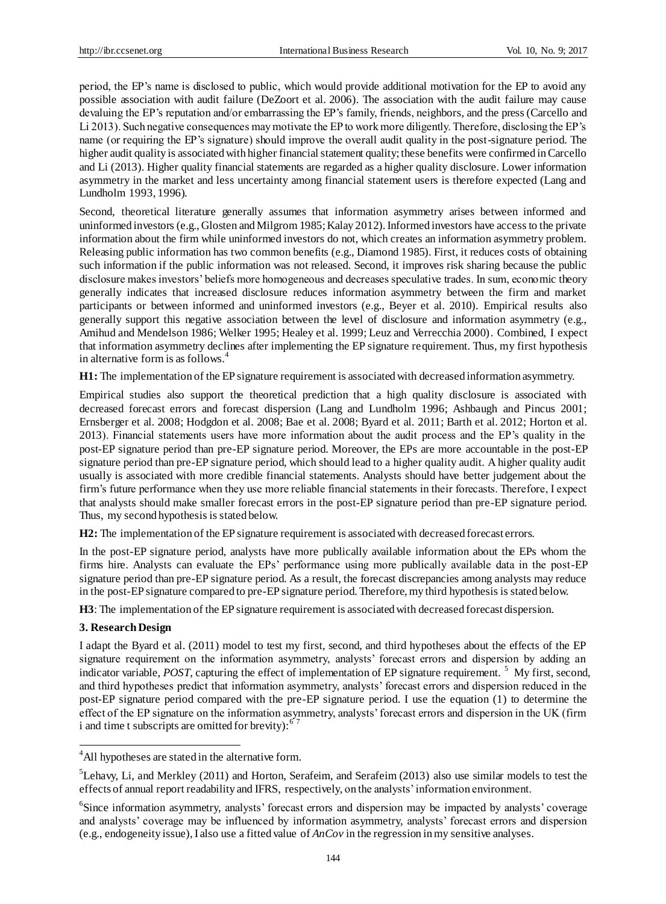period, the EP's name is disclosed to public, which would provide additional motivation for the EP to avoid any possible association with audit failure (DeZoort et al. 2006). The association with the audit failure may cause devaluing the EP's reputation and/or embarrassing the EP's family, friends, neighbors, and the press (Carcello and Li 2013). Such negative consequences may motivate the EP to work more diligently. Therefore, disclosing the EP's name (or requiring the EP's signature) should improve the overall audit quality in the post-signature period. The higher audit quality is associated with higher financial statement quality; these benefits were confirmed in Carcello and Li (2013). Higher quality financial statements are regarded as a higher quality disclosure. Lower information asymmetry in the market and less uncertainty among financial statement users is therefore expected (Lang and Lundholm 1993, 1996).

Second, theoretical literature generally assumes that information asymmetry arises between informed and uninformed investors (e.g., Glosten and Milgrom 1985; Kalay 2012). Informed investors have access to the private information about the firm while uninformed investors do not, which creates an information asymmetry problem. Releasing public information has two common benefits (e.g., Diamond 1985). First, it reduces costs of obtaining such information if the public information was not released. Second, it improves risk sharing because the public disclosure makes investors' beliefs more homogeneous and decreases speculative trades. In sum, economic theory generally indicates that increased disclosure reduces information asymmetry between the firm and market participants or between informed and uninformed investors (e.g., Beyer et al. 2010). Empirical results also generally support this negative association between the level of disclosure and information asymmetry (e.g., Amihud and Mendelson 1986; Welker 1995; Healey et al. 1999; Leuz and Verrecchia 2000). Combined, I expect that information asymmetry declines after implementing the EP signature requirement. Thus, my first hypothesis in alternative form is as follows.[4]

**H1:** The implementation of the EP signature requirement is associated with decreased information asymmetry.

Empirical studies also support the theoretical prediction that a high quality disclosure is associated with decreased forecast errors and forecast dispersion (Lang and Lundholm 1996; Ashbaugh and Pincus 2001; Ernsberger et al. 2008; Hodgdon et al. 2008; Bae et al. 2008; Byard et al. 2011; Barth et al. 2012; Horton et al. 2013). Financial statements users have more information about the audit process and the EP's quality in the post-EP signature period than pre-EP signature period. Moreover, the EPs are more accountable in the post-EP signature period than pre-EP signature period, which should lead to a higher quality audit. A higher quality audit usually is associated with more credible financial statements. Analysts should have better judgement about the firm's future performance when they use more reliable financial statements in their forecasts. Therefore, I expect that analysts should make smaller forecast errors in the post-EP signature period than pre-EP signature period. Thus, my second hypothesis is stated below.

**H2:** The implementation of the EP signature requirement is associated with decreased forecast errors.

In the post-EP signature period, analysts have more publically available information about the EPs whom the firms hire. Analysts can evaluate the EPs' performance using more publically available data in the post-EP signature period than pre-EP signature period. As a result, the forecast discrepancies among analysts may reduce in the post-EP signature compared to pre-EP signature period. Therefore, my third hypothesis is stated below.

**H3**: The implementation of the EP signature requirement is associated with decreased forecast dispersion.

## 3. Research Design

I adapt the Byard et al. (2011) model to test my first, second, and third hypotheses about the effects of the EP signature requirement on the information asymmetry, analysts' forecast errors and dispersion by adding an indicator variable, *POST*, capturing the effect of implementation of EP signature requirement.[5] My first, second, and third hypotheses predict that information asymmetry, analysts' forecast errors and dispersion reduced in the post-EP signature period compared with the pre-EP signature period. I use the equation (1) to determine the effect of the EP signature on the information asymmetry, analysts' forecast errors and dispersion in the UK (firm i and time t subscripts are omitted for brevity):[6] [7]

---

[4] All hypotheses are stated in the alternative form.

[5] Lehavy, Li, and Merkley (2011) and Horton, Serafeim, and Serafeim (2013) also use similar models to test the effects of annual report readability and IFRS, respectively, on the analysts' information environment.

[6] Since information asymmetry, analysts' forecast errors and dispersion may be impacted by analysts' coverage and analysts' coverage may be influenced by information asymmetry, analysts' forecast errors and dispersion (e.g., endogeneity issue), I also use a fitted value of *AnCov* in the regression in my sensitive analyses.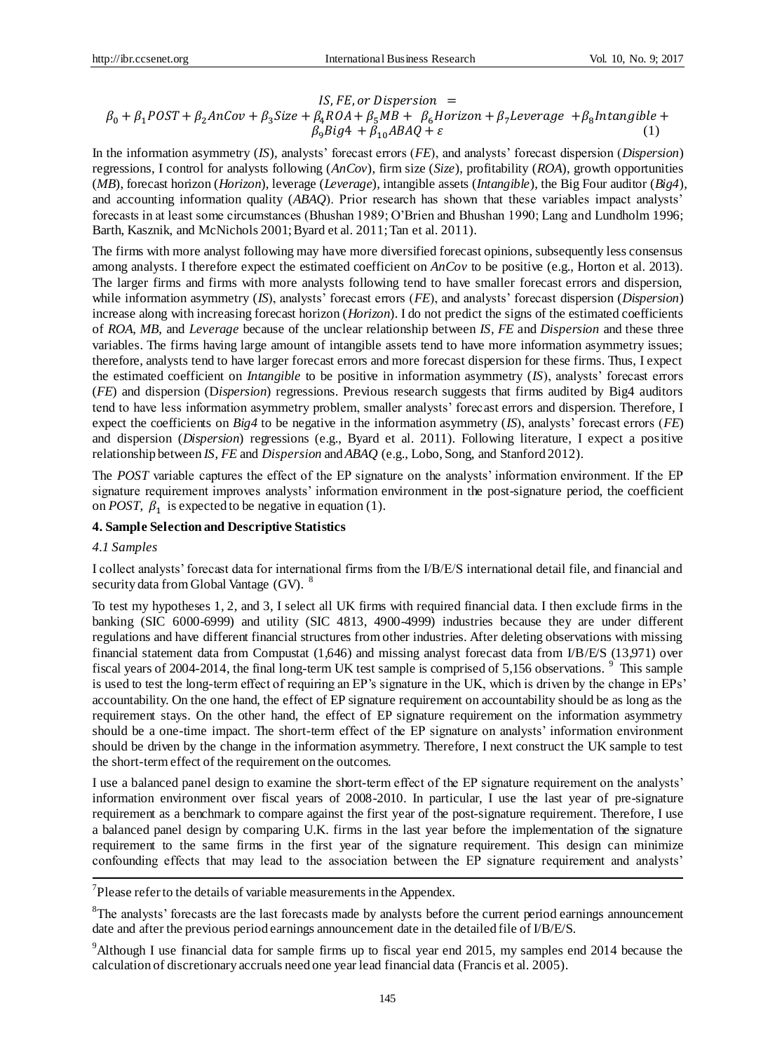$$IS, FE, or\ Dispersion = \beta_0 + \beta_1 POST + \beta_2 AnCov + \beta_3 Size + \beta_4 ROA + \beta_5 MB + \beta_6 Horizon + \beta_7 Leverage + \beta_8 Intangible + \beta_9 Big4 + \beta_{10} ABAQ + \varepsilon \quad (1)$$

In the information asymmetry (*IS*), analysts' forecast errors (*FE*), and analysts' forecast dispersion (*Dispersion*) regressions, I control for analysts following (*AnCov*), firm size (*Size*), profitability (*ROA*), growth opportunities (*MB*), forecast horizon (*Horizon*), leverage (*Leverage*), intangible assets (*Intangible*), the Big Four auditor (*Big4*), and accounting information quality (*ABAQ*). Prior research has shown that these variables impact analysts' forecasts in at least some circumstances (Bhushan 1989; O'Brien and Bhushan 1990; Lang and Lundholm 1996; Barth, Kasznik, and McNichols 2001; Byard et al. 2011; Tan et al. 2011).

The firms with more analyst following may have more diversified forecast opinions, subsequently less consensus among analysts. I therefore expect the estimated coefficient on *AnCov* to be positive (e.g., Horton et al. 2013). The larger firms and firms with more analysts following tend to have smaller forecast errors and dispersion, while information asymmetry (*IS*), analysts' forecast errors (*FE*), and analysts' forecast dispersion (*Dispersion*) increase along with increasing forecast horizon (*Horizon*). I do not predict the signs of the estimated coefficients of *ROA*, *MB*, and *Leverage* because of the unclear relationship between *IS*, *FE* and *Dispersion* and these three variables. The firms having large amount of intangible assets tend to have more information asymmetry issues; therefore, analysts tend to have larger forecast errors and more forecast dispersion for these firms. Thus, I expect the estimated coefficient on *Intangible* to be positive in information asymmetry (*IS*), analysts' forecast errors (*FE*) and dispersion (*Dispersion*) regressions. Previous research suggests that firms audited by Big4 auditors tend to have less information asymmetry problem, smaller analysts' forecast errors and dispersion. Therefore, I expect the coefficients on *Big4* to be negative in the information asymmetry (*IS*), analysts' forecast errors (*FE*) and dispersion (*Dispersion*) regressions (e.g., Byard et al. 2011). Following literature, I expect a positive relationship between *IS*, *FE* and *Dispersion* and *ABAQ* (e.g., Lobo, Song, and Stanford 2012).

The *POST* variable captures the effect of the EP signature on the analysts' information environment. If the EP signature requirement improves analysts' information environment in the post-signature period, the coefficient on *POST*, $\beta_1$ is expected to be negative in equation (1).

## 4. Sample Selection and Descriptive Statistics

### 4.1 Samples

I collect analysts' forecast data for international firms from the I/B/E/S international detail file, and financial and security data from Global Vantage (GV). [8]

To test my hypotheses 1, 2, and 3, I select all UK firms with required financial data. I then exclude firms in the banking (SIC 6000-6999) and utility (SIC 4813, 4900-4999) industries because they are under different regulations and have different financial structures from other industries. After deleting observations with missing financial statement data from Compustat (1,646) and missing analyst forecast data from I/B/E/S (13,971) over fiscal years of 2004-2014, the final long-term UK test sample is comprised of 5,156 observations. [9] This sample is used to test the long-term effect of requiring an EP's signature in the UK, which is driven by the change in EPs' accountability. On the one hand, the effect of EP signature requirement on accountability should be as long as the requirement stays. On the other hand, the effect of EP signature requirement on the information asymmetry should be a one-time impact. The short-term effect of the EP signature on analysts' information environment should be driven by the change in the information asymmetry. Therefore, I next construct the UK sample to test the short-term effect of the requirement on the outcomes.

I use a balanced panel design to examine the short-term effect of the EP signature requirement on the analysts' information environment over fiscal years of 2008-2010. In particular, I use the last year of pre-signature requirement as a benchmark to compare against the first year of the post-signature requirement. Therefore, I use a balanced panel design by comparing U.K. firms in the last year before the implementation of the signature requirement to the same firms in the first year of the signature requirement. This design can minimize confounding effects that may lead to the association between the EP signature requirement and analysts'

---

[7] Please refer to the details of variable measurements in the Appendex.

[8] The analysts' forecasts are the last forecasts made by analysts before the current period earnings announcement date and after the previous period earnings announcement date in the detailed file of I/B/E/S.

[9] Although I use financial data for sample firms up to fiscal year end 2015, my samples end 2014 because the calculation of discretionary accruals need one year lead financial data (Francis et al. 2005).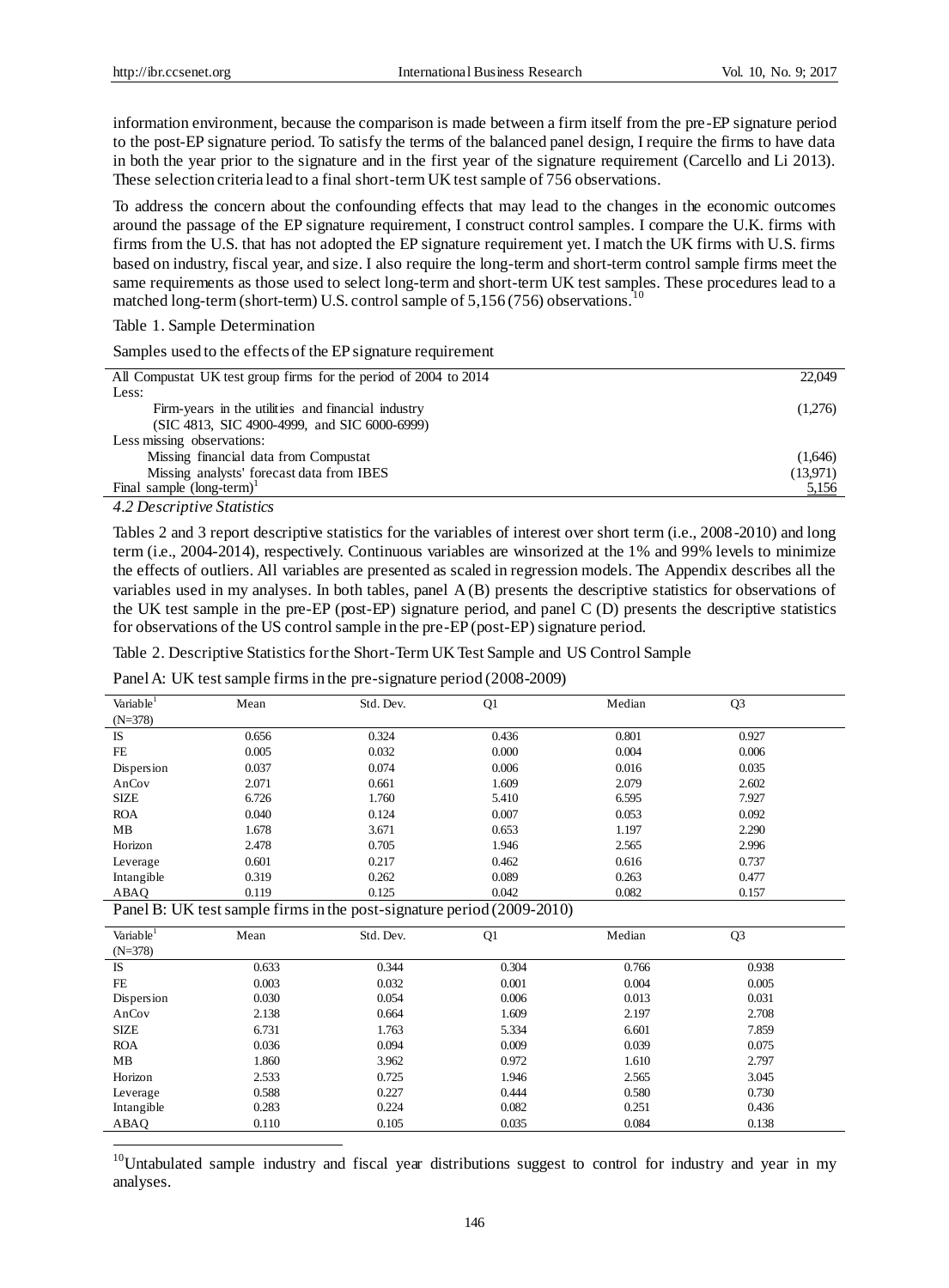information environment, because the comparison is made between a firm itself from the pre-EP signature period to the post-EP signature period. To satisfy the terms of the balanced panel design, I require the firms to have data in both the year prior to the signature and in the first year of the signature requirement (Carcello and Li 2013). These selection criteria lead to a final short-term UK test sample of 756 observations.

To address the concern about the confounding effects that may lead to the changes in the economic outcomes around the passage of the EP signature requirement, I construct control samples. I compare the U.K. firms with firms from the U.S. that has not adopted the EP signature requirement yet. I match the UK firms with U.S. firms based on industry, fiscal year, and size. I also require the long-term and short-term control sample firms meet the same requirements as those used to select long-term and short-term UK test samples. These procedures lead to a matched long-term (short-term) U.S. control sample of 5,156 (756) observations.[10]

Table 1. Sample Determination

Samples used to the effects of the EP signature requirement

| | |
|---|---|
| All Compustat UK test group firms for the period of 2004 to 2014 | 22,049 |
| Less: | |
| Firm-years in the utilities and financial industry (SIC 4813, SIC 4900-4999, and SIC 6000-6999) | (1,276) |
| Less missing observations: | |
| Missing financial data from Compustat | (1,646) |
| Missing analysts' forecast data from IBES | (13,971) |
| Final sample (long-term)[1] | 5,156 |

*4.2 Descriptive Statistics*

Tables 2 and 3 report descriptive statistics for the variables of interest over short term (i.e., 2008-2010) and long term (i.e., 2004-2014), respectively. Continuous variables are winsorized at the 1% and 99% levels to minimize the effects of outliers. All variables are presented as scaled in regression models. The Appendix describes all the variables used in my analyses. In both tables, panel A (B) presents the descriptive statistics for observations of the UK test sample in the pre-EP (post-EP) signature period, and panel C (D) presents the descriptive statistics for observations of the US control sample in the pre-EP (post-EP) signature period.

Table 2. Descriptive Statistics for the Short-Term UK Test Sample and US Control Sample

Panel A: UK test sample firms in the pre-signature period (2008-2009)

| Variable[1] (N=378) | Mean | Std. Dev. | Q1 | Median | Q3 |
|---|---|---|---|---|---|
| IS | 0.656 | 0.324 | 0.436 | 0.801 | 0.927 |
| FE | 0.005 | 0.032 | 0.000 | 0.004 | 0.006 |
| Dispersion | 0.037 | 0.074 | 0.006 | 0.016 | 0.035 |
| AnCov | 2.071 | 0.661 | 1.609 | 2.079 | 2.602 |
| SIZE | 6.726 | 1.760 | 5.410 | 6.595 | 7.927 |
| ROA | 0.040 | 0.124 | 0.007 | 0.053 | 0.092 |
| MB | 1.678 | 3.671 | 0.653 | 1.197 | 2.290 |
| Horizon | 2.478 | 0.705 | 1.946 | 2.565 | 2.996 |
| Leverage | 0.601 | 0.217 | 0.462 | 0.616 | 0.737 |
| Intangible | 0.319 | 0.262 | 0.089 | 0.263 | 0.477 |
| ABAQ | 0.119 | 0.125 | 0.042 | 0.082 | 0.157 |

Panel B: UK test sample firms in the post-signature period (2009-2010)

| Variable[1] (N=378) | Mean | Std. Dev. | Q1 | Median | Q3 |
|---|---|---|---|---|---|
| IS | 0.633 | 0.344 | 0.304 | 0.766 | 0.938 |
| FE | 0.003 | 0.032 | 0.001 | 0.004 | 0.005 |
| Dispersion | 0.030 | 0.054 | 0.006 | 0.013 | 0.031 |
| AnCov | 2.138 | 0.664 | 1.609 | 2.197 | 2.708 |
| SIZE | 6.731 | 1.763 | 5.334 | 6.601 | 7.859 |
| ROA | 0.036 | 0.094 | 0.009 | 0.039 | 0.075 |
| MB | 1.860 | 3.962 | 0.972 | 1.610 | 2.797 |
| Horizon | 2.533 | 0.725 | 1.946 | 2.565 | 3.045 |
| Leverage | 0.588 | 0.227 | 0.444 | 0.580 | 0.730 |
| Intangible | 0.283 | 0.224 | 0.082 | 0.251 | 0.436 |
| ABAQ | 0.110 | 0.105 | 0.035 | 0.084 | 0.138 |

[10] Untabulated sample industry and fiscal year distributions suggest to control for industry and year in my analyses.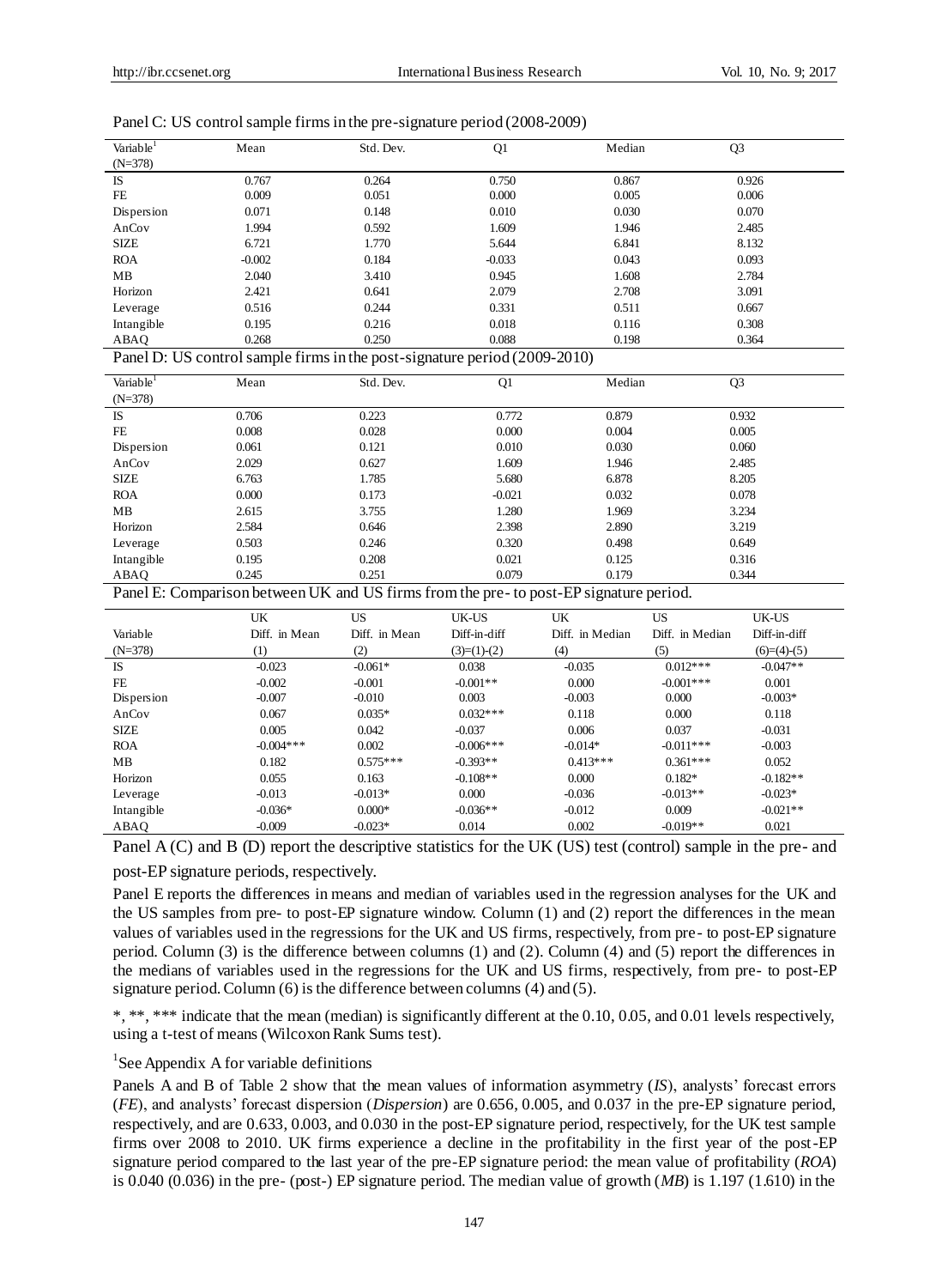Panel C: US control sample firms in the pre-signature period (2008-2009)

| Variable[1] (N=378) | Mean | Std. Dev. | Q1 | Median | Q3 |
|---|---|---|---|---|---|
| IS | 0.767 | 0.264 | 0.750 | 0.867 | 0.926 |
| FE | 0.009 | 0.051 | 0.000 | 0.005 | 0.006 |
| Dispersion | 0.071 | 0.148 | 0.010 | 0.030 | 0.070 |
| AnCov | 1.994 | 0.592 | 1.609 | 1.946 | 2.485 |
| SIZE | 6.721 | 1.770 | 5.644 | 6.841 | 8.132 |
| ROA | -0.002 | 0.184 | -0.033 | 0.043 | 0.093 |
| MB | 2.040 | 3.410 | 0.945 | 1.608 | 2.784 |
| Horizon | 2.421 | 0.641 | 2.079 | 2.708 | 3.091 |
| Leverage | 0.516 | 0.244 | 0.331 | 0.511 | 0.667 |
| Intangible | 0.195 | 0.216 | 0.018 | 0.116 | 0.308 |
| ABAQ | 0.268 | 0.250 | 0.088 | 0.198 | 0.364 |

Panel D: US control sample firms in the post-signature period (2009-2010)

| Variable[1] (N=378) | Mean | Std. Dev. | Q1 | Median | Q3 |
|---|---|---|---|---|---|
| IS | 0.706 | 0.223 | 0.772 | 0.879 | 0.932 |
| FE | 0.008 | 0.028 | 0.000 | 0.004 | 0.005 |
| Dispersion | 0.061 | 0.121 | 0.010 | 0.030 | 0.060 |
| AnCov | 2.029 | 0.627 | 1.609 | 1.946 | 2.485 |
| SIZE | 6.763 | 1.785 | 5.680 | 6.878 | 8.205 |
| ROA | 0.000 | 0.173 | -0.021 | 0.032 | 0.078 |
| MB | 2.615 | 3.755 | 1.280 | 1.969 | 3.234 |
| Horizon | 2.584 | 0.646 | 2.398 | 2.890 | 3.219 |
| Leverage | 0.503 | 0.246 | 0.320 | 0.498 | 0.649 |
| Intangible | 0.195 | 0.208 | 0.021 | 0.125 | 0.316 |
| ABAQ | 0.245 | 0.251 | 0.079 | 0.179 | 0.344 |

Panel E: Comparison between UK and US firms from the pre- to post-EP signature period.

| Variable (N=378) | UK Diff. in Mean (1) | US Diff. in Mean (2) | UK-US Diff-in-diff (3)=(1)-(2) | UK Diff. in Median (4) | US Diff. in Median (5) | UK-US Diff-in-diff (6)=(4)-(5) |
|---|---|---|---|---|---|---|
| IS | -0.023 | -0.061* | 0.038 | -0.035 | 0.012*** | -0.047** |
| FE | -0.002 | -0.001 | -0.001** | 0.000 | -0.001*** | 0.001 |
| Dispersion | -0.007 | -0.010 | 0.003 | -0.003 | 0.000 | -0.003* |
| AnCov | 0.067 | 0.035* | 0.032*** | 0.118 | 0.000 | 0.118 |
| SIZE | 0.005 | 0.042 | -0.037 | 0.006 | 0.037 | -0.031 |
| ROA | -0.004*** | 0.002 | -0.006*** | -0.014* | -0.011*** | -0.003 |
| MB | 0.182 | 0.575*** | -0.393** | 0.413*** | 0.361*** | 0.052 |
| Horizon | 0.055 | 0.163 | -0.108** | 0.000 | 0.182* | -0.182** |
| Leverage | -0.013 | -0.013* | 0.000 | -0.036 | -0.013** | -0.023* |
| Intangible | -0.036* | 0.000* | -0.036** | -0.012 | 0.009 | -0.021** |
| ABAQ | -0.009 | -0.023* | 0.014 | 0.002 | -0.019** | 0.021 |

Panel A (C) and B (D) report the descriptive statistics for the UK (US) test (control) sample in the pre- and post-EP signature periods, respectively.

Panel E reports the differences in means and median of variables used in the regression analyses for the UK and the US samples from pre- to post-EP signature window. Column (1) and (2) report the differences in the mean values of variables used in the regressions for the UK and US firms, respectively, from pre- to post-EP signature period. Column (3) is the difference between columns (1) and (2). Column (4) and (5) report the differences in the medians of variables used in the regressions for the UK and US firms, respectively, from pre- to post-EP signature period. Column (6) is the difference between columns (4) and (5).

*, **, *** indicate that the mean (median) is significantly different at the 0.10, 0.05, and 0.01 levels respectively, using a t-test of means (Wilcoxon Rank Sums test).

[1]See Appendix A for variable definitions

Panels A and B of Table 2 show that the mean values of information asymmetry (*IS*), analysts' forecast errors (*FE*), and analysts' forecast dispersion (*Dispersion*) are 0.656, 0.005, and 0.037 in the pre-EP signature period, respectively, and are 0.633, 0.003, and 0.030 in the post-EP signature period, respectively, for the UK test sample firms over 2008 to 2010. UK firms experience a decline in the profitability in the first year of the post-EP signature period compared to the last year of the pre-EP signature period: the mean value of profitability (*ROA*) is 0.040 (0.036) in the pre- (post-) EP signature period. The median value of growth (*MB*) is 1.197 (1.610) in the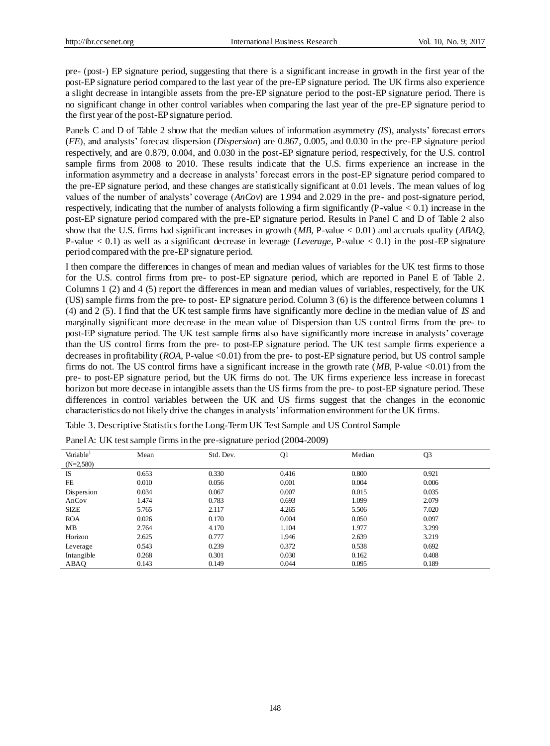pre- (post-) EP signature period, suggesting that there is a significant increase in growth in the first year of the post-EP signature period compared to the last year of the pre-EP signature period. The UK firms also experience a slight decrease in intangible assets from the pre-EP signature period to the post-EP signature period. There is no significant change in other control variables when comparing the last year of the pre-EP signature period to the first year of the post-EP signature period.

Panels C and D of Table 2 show that the median values of information asymmetry (*IS*), analysts' forecast errors (*FE*), and analysts' forecast dispersion (*Dispersion*) are 0.867, 0.005, and 0.030 in the pre-EP signature period respectively, and are 0.879, 0.004, and 0.030 in the post-EP signature period, respectively, for the U.S. control sample firms from 2008 to 2010. These results indicate that the U.S. firms experience an increase in the information asymmetry and a decrease in analysts' forecast errors in the post-EP signature period compared to the pre-EP signature period, and these changes are statistically significant at 0.01 levels. The mean values of log values of the number of analysts' coverage (*AnCov*) are 1.994 and 2.029 in the pre- and post-signature period, respectively, indicating that the number of analysts following a firm significantly (P-value < 0.1) increase in the post-EP signature period compared with the pre-EP signature period. Results in Panel C and D of Table 2 also show that the U.S. firms had significant increases in growth (*MB*, P-value < 0.01) and accruals quality (*ABAQ*, P-value < 0.1) as well as a significant decrease in leverage (*Leverage*, P-value < 0.1) in the post-EP signature period compared with the pre-EP signature period.

I then compare the differences in changes of mean and median values of variables for the UK test firms to those for the U.S. control firms from pre- to post-EP signature period, which are reported in Panel E of Table 2. Columns 1 (2) and 4 (5) report the differences in mean and median values of variables, respectively, for the UK (US) sample firms from the pre- to post- EP signature period. Column 3 (6) is the difference between columns 1 (4) and 2 (5). I find that the UK test sample firms have significantly more decline in the median value of *IS* and marginally significant more decrease in the mean value of Dispersion than US control firms from the pre- to post-EP signature period. The UK test sample firms also have significantly more increase in analysts' coverage than the US control firms from the pre- to post-EP signature period. The UK test sample firms experience a decreases in profitability (*ROA*, P-value <0.01) from the pre- to post-EP signature period, but US control sample firms do not. The US control firms have a significant increase in the growth rate (*MB*, P-value <0.01) from the pre- to post-EP signature period, but the UK firms do not. The UK firms experience less increase in forecast horizon but more decease in intangible assets than the US firms from the pre- to post-EP signature period. These differences in control variables between the UK and US firms suggest that the changes in the economic characteristics do not likely drive the changes in analysts' information environment for the UK firms.

Table 3. Descriptive Statistics for the Long-Term UK Test Sample and US Control Sample

Panel A: UK test sample firms in the pre-signature period (2004-2009)

| Variable[1] (N=2,580) | Mean | Std. Dev. | Q1 | Median | Q3 |
|---|---|---|---|---|---|
| IS | 0.653 | 0.330 | 0.416 | 0.800 | 0.921 |
| FE | 0.010 | 0.056 | 0.001 | 0.004 | 0.006 |
| Dispersion | 0.034 | 0.067 | 0.007 | 0.015 | 0.035 |
| AnCov | 1.474 | 0.783 | 0.693 | 1.099 | 2.079 |
| SIZE | 5.765 | 2.117 | 4.265 | 5.506 | 7.020 |
| ROA | 0.026 | 0.170 | 0.004 | 0.050 | 0.097 |
| MB | 2.764 | 4.170 | 1.104 | 1.977 | 3.299 |
| Horizon | 2.625 | 0.777 | 1.946 | 2.639 | 3.219 |
| Leverage | 0.543 | 0.239 | 0.372 | 0.538 | 0.692 |
| Intangible | 0.268 | 0.301 | 0.030 | 0.162 | 0.408 |
| ABAQ | 0.143 | 0.149 | 0.044 | 0.095 | 0.189 |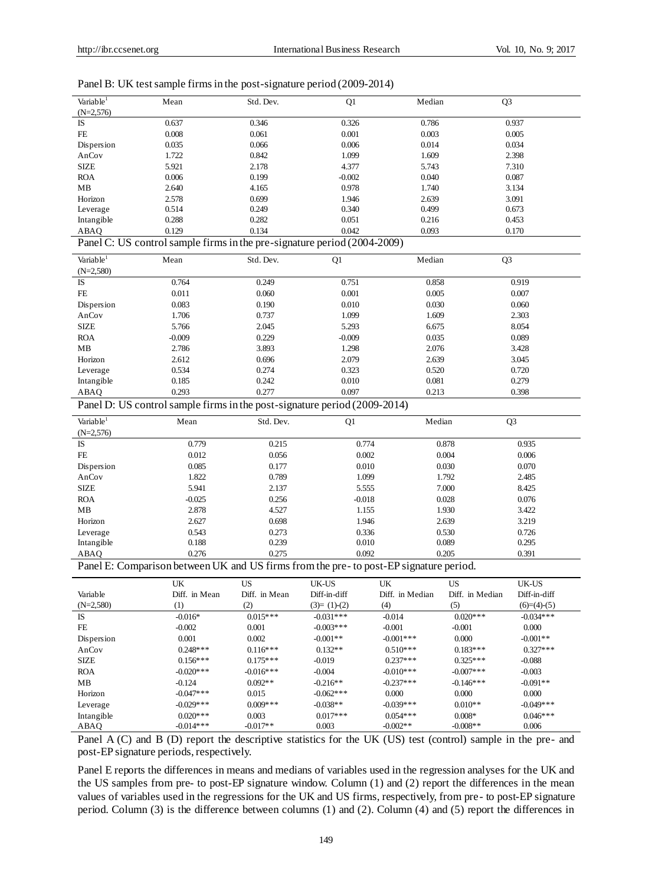Panel B: UK test sample firms in the post-signature period (2009-2014)

| Variable[1] (N=2,576) | Mean | Std. Dev. | Q1 | Median | Q3 |
|---|---|---|---|---|---|
| IS | 0.637 | 0.346 | 0.326 | 0.786 | 0.937 |
| FE | 0.008 | 0.061 | 0.001 | 0.003 | 0.005 |
| Dispersion | 0.035 | 0.066 | 0.006 | 0.014 | 0.034 |
| AnCov | 1.722 | 0.842 | 1.099 | 1.609 | 2.398 |
| SIZE | 5.921 | 2.178 | 4.377 | 5.743 | 7.310 |
| ROA | 0.006 | 0.199 | -0.002 | 0.040 | 0.087 |
| MB | 2.640 | 4.165 | 0.978 | 1.740 | 3.134 |
| Horizon | 2.578 | 0.699 | 1.946 | 2.639 | 3.091 |
| Leverage | 0.514 | 0.249 | 0.340 | 0.499 | 0.673 |
| Intangible | 0.288 | 0.282 | 0.051 | 0.216 | 0.453 |
| ABAQ | 0.129 | 0.134 | 0.042 | 0.093 | 0.170 |

Panel C: US control sample firms in the pre-signature period (2004-2009)

| Variable[1] (N=2,580) | Mean | Std. Dev. | Q1 | Median | Q3 |
|---|---|---|---|---|---|
| IS | 0.764 | 0.249 | 0.751 | 0.858 | 0.919 |
| FE | 0.011 | 0.060 | 0.001 | 0.005 | 0.007 |
| Dispersion | 0.083 | 0.190 | 0.010 | 0.030 | 0.060 |
| AnCov | 1.706 | 0.737 | 1.099 | 1.609 | 2.303 |
| SIZE | 5.766 | 2.045 | 5.293 | 6.675 | 8.054 |
| ROA | -0.009 | 0.229 | -0.009 | 0.035 | 0.089 |
| MB | 2.786 | 3.893 | 1.298 | 2.076 | 3.428 |
| Horizon | 2.612 | 0.696 | 2.079 | 2.639 | 3.045 |
| Leverage | 0.534 | 0.274 | 0.323 | 0.520 | 0.720 |
| Intangible | 0.185 | 0.242 | 0.010 | 0.081 | 0.279 |
| ABAQ | 0.293 | 0.277 | 0.097 | 0.213 | 0.398 |

Panel D: US control sample firms in the post-signature period (2009-2014)

| Variable[1] (N=2,576) | Mean | Std. Dev. | Q1 | Median | Q3 |
|---|---|---|---|---|---|
| IS | 0.779 | 0.215 | 0.774 | 0.878 | 0.935 |
| FE | 0.012 | 0.056 | 0.002 | 0.004 | 0.006 |
| Dispersion | 0.085 | 0.177 | 0.010 | 0.030 | 0.070 |
| AnCov | 1.822 | 0.789 | 1.099 | 1.792 | 2.485 |
| SIZE | 5.941 | 2.137 | 5.555 | 7.000 | 8.425 |
| ROA | -0.025 | 0.256 | -0.018 | 0.028 | 0.076 |
| MB | 2.878 | 4.527 | 1.155 | 1.930 | 3.422 |
| Horizon | 2.627 | 0.698 | 1.946 | 2.639 | 3.219 |
| Leverage | 0.543 | 0.273 | 0.336 | 0.530 | 0.726 |
| Intangible | 0.188 | 0.239 | 0.010 | 0.089 | 0.295 |
| ABAQ | 0.276 | 0.275 | 0.092 | 0.205 | 0.391 |

Panel E: Comparison between UK and US firms from the pre- to post-EP signature period.

| Variable (N=2,580) | UK Diff. in Mean (1) | US Diff. in Mean (2) | UK-US Diff-in-diff (3)= (1)-(2) | UK Diff. in Median (4) | US Diff. in Median (5) | UK-US Diff-in-diff (6)=(4)-(5) |
|---|---|---|---|---|---|---|
| IS | -0.016* | 0.015*** | -0.031*** | -0.014 | 0.020*** | -0.034*** |
| FE | -0.002 | 0.001 | -0.003*** | -0.001 | -0.001 | 0.000 |
| Dispersion | 0.001 | 0.002 | -0.001** | -0.001*** | 0.000 | -0.001** |
| AnCov | 0.248*** | 0.116*** | 0.132** | 0.510*** | 0.183*** | 0.327*** |
| SIZE | 0.156*** | 0.175*** | -0.019 | 0.237*** | 0.325*** | -0.088 |
| ROA | -0.020*** | -0.016*** | -0.004 | -0.010*** | -0.007*** | -0.003 |
| MB | -0.124 | 0.092** | -0.216** | -0.237*** | -0.146*** | -0.091** |
| Horizon | -0.047*** | 0.015 | -0.062*** | 0.000 | 0.000 | 0.000 |
| Leverage | -0.029*** | 0.009*** | -0.038** | -0.039*** | 0.010** | -0.049*** |
| Intangible | 0.020*** | 0.003 | 0.017*** | 0.054*** | 0.008* | 0.046*** |
| ABAQ | -0.014*** | -0.017** | 0.003 | -0.002** | -0.008** | 0.006 |

Panel A (C) and B (D) report the descriptive statistics for the UK (US) test (control) sample in the pre- and post-EP signature periods, respectively.

Panel E reports the differences in means and medians of variables used in the regression analyses for the UK and the US samples from pre- to post-EP signature window. Column (1) and (2) report the differences in the mean values of variables used in the regressions for the UK and US firms, respectively, from pre- to post-EP signature period. Column (3) is the difference between columns (1) and (2). Column (4) and (5) report the differences in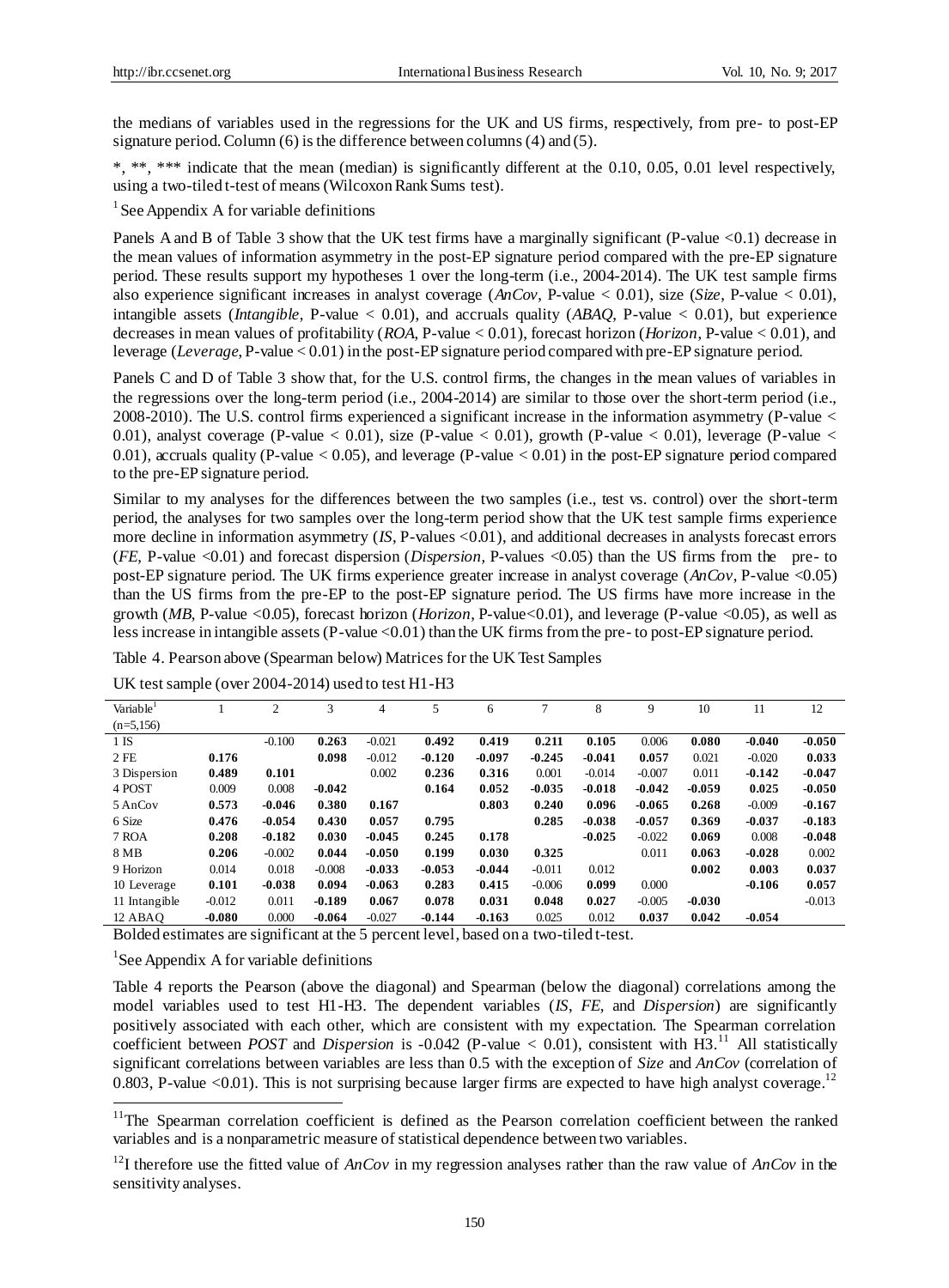the medians of variables used in the regressions for the UK and US firms, respectively, from pre- to post-EP signature period. Column (6) is the difference between columns (4) and (5).

*, **, *** indicate that the mean (median) is significantly different at the 0.10, 0.05, 0.01 level respectively, using a two-tiled t-test of means (Wilcoxon Rank Sums test).

[1] See Appendix A for variable definitions

Panels A and B of Table 3 show that the UK test firms have a marginally significant (P-value <0.1) decrease in the mean values of information asymmetry in the post-EP signature period compared with the pre-EP signature period. These results support my hypotheses 1 over the long-term (i.e., 2004-2014). The UK test sample firms also experience significant increases in analyst coverage (*AnCov*, P-value < 0.01), size (*Size*, P-value < 0.01), intangible assets (*Intangible*, P-value < 0.01), and accruals quality (*ABAQ*, P-value < 0.01), but experience decreases in mean values of profitability (*ROA*, P-value < 0.01), forecast horizon (*Horizon*, P-value < 0.01), and leverage (*Leverage*, P-value < 0.01) in the post-EP signature period compared with pre-EP signature period.

Panels C and D of Table 3 show that, for the U.S. control firms, the changes in the mean values of variables in the regressions over the long-term period (i.e., 2004-2014) are similar to those over the short-term period (i.e., 2008-2010). The U.S. control firms experienced a significant increase in the information asymmetry (P-value < 0.01), analyst coverage (P-value < 0.01), size (P-value < 0.01), growth (P-value < 0.01), leverage (P-value < 0.01), accruals quality (P-value < 0.05), and leverage (P-value < 0.01) in the post-EP signature period compared to the pre-EP signature period.

Similar to my analyses for the differences between the two samples (i.e., test vs. control) over the short-term period, the analyses for two samples over the long-term period show that the UK test sample firms experience more decline in information asymmetry (*IS*, P-values <0.01), and additional decreases in analysts forecast errors (*FE*, P-value <0.01) and forecast dispersion (*Dispersion*, P-values <0.05) than the US firms from the pre- to post-EP signature period. The UK firms experience greater increase in analyst coverage (*AnCov*, P-value <0.05) than the US firms from the pre-EP to the post-EP signature period. The US firms have more increase in the growth (*MB*, P-value <0.05), forecast horizon (*Horizon*, P-value<0.01), and leverage (P-value <0.05), as well as less increase in intangible assets (P-value <0.01) than the UK firms from the pre- to post-EP signature period.

Table 4. Pearson above (Spearman below) Matrices for the UK Test Samples

UK test sample (over 2004-2014) used to test H1-H3

| Variable[1] (n=5,156) | 1 | 2 | 3 | 4 | 5 | 6 | 7 | 8 | 9 | 10 | 11 | 12 |
|---|---|---|---|---|---|---|---|---|---|---|---|---|
| 1 IS | | -0.100 | **0.263** | -0.021 | **0.492** | **0.419** | **0.211** | **0.105** | 0.006 | **0.080** | **-0.040** | **-0.050** |
| 2 FE | **0.176** | | **0.098** | -0.012 | **-0.120** | **-0.097** | **-0.245** | **-0.041** | **0.057** | 0.021 | -0.020 | **0.033** |
| 3 Dispersion | **0.489** | **0.101** | | 0.002 | **0.236** | **0.316** | 0.001 | -0.014 | -0.007 | 0.011 | **-0.142** | **-0.047** |
| 4 POST | 0.009 | 0.008 | **-0.042** | | **0.164** | **0.052** | **-0.035** | -0.018 | **-0.042** | **-0.059** | **0.025** | **-0.050** |
| 5 AnCov | **0.573** | **-0.046** | **0.380** | **0.167** | | **0.803** | **0.240** | **0.096** | **-0.065** | **0.268** | -0.009 | **-0.167** |
| 6 Size | **0.476** | **-0.054** | **0.430** | **0.057** | **0.795** | | **0.285** | **-0.038** | **-0.057** | **0.369** | **-0.037** | **-0.183** |
| 7 ROA | **0.208** | **-0.182** | **0.030** | **-0.045** | **0.245** | **0.178** | | **-0.025** | -0.022 | **0.069** | 0.008 | **-0.048** |
| 8 MB | **0.206** | -0.002 | **0.044** | **-0.050** | **0.199** | **0.030** | **0.325** | | 0.011 | **0.063** | **-0.028** | 0.002 |
| 9 Horizon | 0.014 | 0.018 | -0.008 | **-0.033** | **-0.053** | **-0.044** | -0.011 | 0.012 | | **0.002** | **0.003** | **0.037** |
| 10 Leverage | **0.101** | **-0.038** | **0.094** | **-0.063** | **0.283** | **0.415** | -0.006 | **0.099** | 0.000 | | **-0.106** | **0.057** |
| 11 Intangible | -0.012 | 0.011 | **-0.189** | **0.067** | **0.078** | **0.031** | **0.048** | **0.027** | -0.005 | **-0.030** | | -0.013 |
| 12 ABAQ | **-0.080** | 0.000 | **-0.064** | -0.027 | **-0.144** | **-0.163** | 0.025 | 0.012 | **0.037** | **0.042** | **-0.054** | |

Bolded estimates are significant at the 5 percent level, based on a two-tiled t-test.

[1] See Appendix A for variable definitions

Table 4 reports the Pearson (above the diagonal) and Spearman (below the diagonal) correlations among the model variables used to test H1-H3. The dependent variables (*IS*, *FE*, and *Dispersion*) are significantly positively associated with each other, which are consistent with my expectation. The Spearman correlation coefficient between *POST* and *Dispersion* is -0.042 (P-value < 0.01), consistent with H3.[11] All statistically significant correlations between variables are less than 0.5 with the exception of *Size* and *AnCov* (correlation of 0.803, P-value <0.01). This is not surprising because larger firms are expected to have high analyst coverage.[12]

[11] The Spearman correlation coefficient is defined as the Pearson correlation coefficient between the ranked variables and is a nonparametric measure of statistical dependence between two variables.

[12] I therefore use the fitted value of *AnCov* in my regression analyses rather than the raw value of *AnCov* in the sensitivity analyses.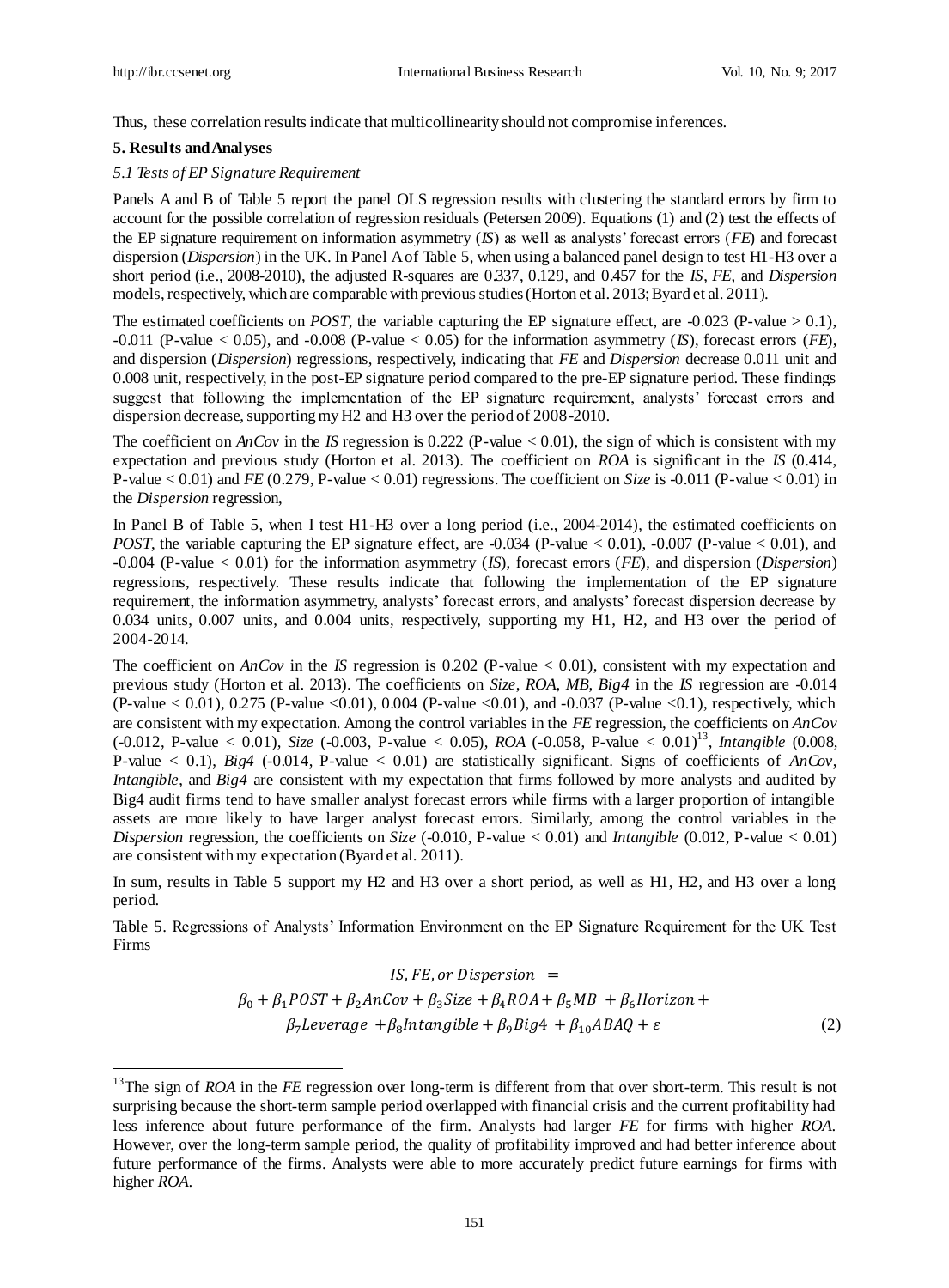Thus, these correlation results indicate that multicollinearity should not compromise inferences.

## 5. Results and Analyses

### 5.1 Tests of EP Signature Requirement

Panels A and B of Table 5 report the panel OLS regression results with clustering the standard errors by firm to account for the possible correlation of regression residuals (Petersen 2009). Equations (1) and (2) test the effects of the EP signature requirement on information asymmetry (*IS*) as well as analysts' forecast errors (*FE*) and forecast dispersion (*Dispersion*) in the UK. In Panel A of Table 5, when using a balanced panel design to test H1-H3 over a short period (i.e., 2008-2010), the adjusted R-squares are 0.337, 0.129, and 0.457 for the *IS*, *FE*, and *Dispersion* models, respectively, which are comparable with previous studies (Horton et al. 2013; Byard et al. 2011).

The estimated coefficients on *POST*, the variable capturing the EP signature effect, are -0.023 (P-value > 0.1), -0.011 (P-value < 0.05), and -0.008 (P-value < 0.05) for the information asymmetry (*IS*), forecast errors (*FE*), and dispersion (*Dispersion*) regressions, respectively, indicating that *FE* and *Dispersion* decrease 0.011 unit and 0.008 unit, respectively, in the post-EP signature period compared to the pre-EP signature period. These findings suggest that following the implementation of the EP signature requirement, analysts' forecast errors and dispersion decrease, supporting my H2 and H3 over the period of 2008-2010.

The coefficient on *AnCov* in the *IS* regression is 0.222 (P-value < 0.01), the sign of which is consistent with my expectation and previous study (Horton et al. 2013). The coefficient on *ROA* is significant in the *IS* (0.414, P-value < 0.01) and *FE* (0.279, P-value < 0.01) regressions. The coefficient on *Size* is -0.011 (P-value < 0.01) in the *Dispersion* regression,

In Panel B of Table 5, when I test H1-H3 over a long period (i.e., 2004-2014), the estimated coefficients on *POST*, the variable capturing the EP signature effect, are -0.034 (P-value < 0.01), -0.007 (P-value < 0.01), and -0.004 (P-value < 0.01) for the information asymmetry (*IS*), forecast errors (*FE*), and dispersion (*Dispersion*) regressions, respectively. These results indicate that following the implementation of the EP signature requirement, the information asymmetry, analysts' forecast errors, and analysts' forecast dispersion decrease by 0.034 units, 0.007 units, and 0.004 units, respectively, supporting my H1, H2, and H3 over the period of 2004-2014.

The coefficient on *AnCov* in the *IS* regression is 0.202 (P-value < 0.01), consistent with my expectation and previous study (Horton et al. 2013). The coefficients on *Size*, *ROA*, *MB*, *Big4* in the *IS* regression are -0.014 (P-value < 0.01), 0.275 (P-value <0.01), 0.004 (P-value <0.01), and -0.037 (P-value <0.1), respectively, which are consistent with my expectation. Among the control variables in the *FE* regression, the coefficients on *AnCov* (-0.012, P-value < 0.01), *Size* (-0.003, P-value < 0.05), *ROA* (-0.058, P-value < 0.01)[13], *Intangible* (0.008, P-value < 0.1), *Big4* (-0.014, P-value < 0.01) are statistically significant. Signs of coefficients of *AnCov*, *Intangible*, and *Big4* are consistent with my expectation that firms followed by more analysts and audited by Big4 audit firms tend to have smaller analyst forecast errors while firms with a larger proportion of intangible assets are more likely to have larger analyst forecast errors. Similarly, among the control variables in the *Dispersion* regression, the coefficients on *Size* (-0.010, P-value < 0.01) and *Intangible* (0.012, P-value < 0.01) are consistent with my expectation (Byard et al. 2011).

In sum, results in Table 5 support my H2 and H3 over a short period, as well as H1, H2, and H3 over a long period.

Table 5. Regressions of Analysts' Information Environment on the EP Signature Requirement for the UK Test Firms

$$IS, FE, or\ Dispersion = \beta_0 + \beta_1 POST + \beta_2 AnCov + \beta_3 Size + \beta_4 ROA + \beta_5 MB + \beta_6 Horizon + \beta_7 Leverage + \beta_8 Intangible + \beta_9 Big4 + \beta_{10} ABAQ + \varepsilon \quad (2)$$

[13] The sign of *ROA* in the *FE* regression over long-term is different from that over short-term. This result is not surprising because the short-term sample period overlapped with financial crisis and the current profitability had less inference about future performance of the firm. Analysts had larger *FE* for firms with higher *ROA*. However, over the long-term sample period, the quality of profitability improved and had better inference about future performance of the firms. Analysts were able to more accurately predict future earnings for firms with higher *ROA*.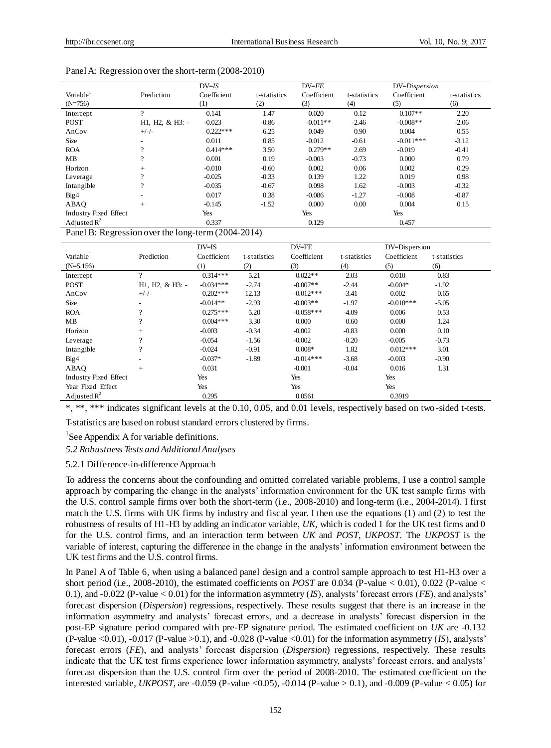Panel A: Regression over the short-term (2008-2010)

| Variable[1] | Prediction | DV=*IS* | | DV=*FE* | | DV=*Dispersion* | |
|---|---|---|---|---|---|---|---|
| (N=756) | | Coefficient (1) | t-statistics (2) | Coefficient (3) | t-statistics (4) | Coefficient (5) | t-statistics (6) |
| Intercept | ? | 0.141 | 1.47 | 0.020 | 0.12 | 0.107** | 2.20 |
| POST | H1, H2, & H3: - | -0.023 | -0.86 | -0.011** | -2.46 | -0.008** | -2.06 |
| AnCov | +/-/- | 0.222*** | 6.25 | 0.049 | 0.90 | 0.004 | 0.55 |
| Size | - | 0.011 | 0.85 | -0.012 | -0.61 | -0.011*** | -3.12 |
| ROA | ? | 0.414*** | 3.50 | 0.279** | 2.69 | -0.019 | -0.41 |
| MB | ? | 0.001 | 0.19 | -0.003 | -0.73 | 0.000 | 0.79 |
| Horizon | + | -0.010 | -0.60 | 0.002 | 0.06 | 0.002 | 0.29 |
| Leverage | ? | -0.025 | -0.33 | 0.139 | 1.22 | 0.019 | 0.98 |
| Intangible | ? | -0.035 | -0.67 | 0.098 | 1.62 | -0.003 | -0.32 |
| Big4 | - | 0.017 | 0.38 | -0.086 | -1.27 | -0.008 | -0.87 |
| ABAQ | + | -0.145 | -1.52 | 0.000 | 0.00 | 0.004 | 0.15 |
| Industry Fixed Effect | | Yes | | Yes | | Yes | |
| Adjusted $R^2$ | | 0.337 | | 0.129 | | 0.457 | |

Panel B: Regression over the long-term (2004-2014)

| Variable[1] | Prediction | DV=IS | | DV=FE | | DV=Dispersion | |
|---|---|---|---|---|---|---|---|
| (N=5,156) | | Coefficient (1) | t-statistics (2) | Coefficient (3) | t-statistics (4) | Coefficient (5) | t-statistics (6) |
| Intercept | ? | 0.314*** | 5.21 | 0.022** | 2.03 | 0.010 | 0.83 |
| POST | H1, H2, & H3: - | -0.034*** | -2.74 | -0.007** | -2.44 | -0.004* | -1.92 |
| AnCov | +/-/- | 0.202*** | 12.13 | -0.012*** | -3.41 | 0.002 | 0.65 |
| Size | - | -0.014** | -2.93 | -0.003** | -1.97 | -0.010*** | -5.05 |
| ROA | ? | 0.275*** | 5.20 | -0.058*** | -4.09 | 0.006 | 0.53 |
| MB | ? | 0.004*** | 3.30 | 0.000 | 0.60 | 0.000 | 1.24 |
| Horizon | + | -0.003 | -0.34 | -0.002 | -0.83 | 0.000 | 0.10 |
| Leverage | ? | -0.054 | -1.56 | -0.002 | -0.20 | -0.005 | -0.73 |
| Intangible | ? | -0.024 | -0.91 | 0.008* | 1.82 | 0.012*** | 3.01 |
| Big4 | - | -0.037* | -1.89 | -0.014*** | -3.68 | -0.003 | -0.90 |
| ABAQ | + | 0.031 | | -0.001 | -0.04 | 0.016 | 1.31 |
| Industry Fixed Effect | | Yes | | Yes | | Yes | |
| Year Fixed Effect | | Yes | | Yes | | Yes | |
| Adjusted $R^2$ | | 0.295 | | 0.0561 | | 0.3919 | |

*, **, *** indicates significant levels at the 0.10, 0.05, and 0.01 levels, respectively based on two-sided t-tests.

T-statistics are based on robust standard errors clustered by firms.

[1]See Appendix A for variable definitions.

*5.2 Robustness Tests and Additional Analyses*

5.2.1 Difference-in-difference Approach

To address the concerns about the confounding and omitted correlated variable problems, I use a control sample approach by comparing the change in the analysts' information environment for the UK test sample firms with the U.S. control sample firms over both the short-term (i.e., 2008-2010) and long-term (i.e., 2004-2014). I first match the U.S. firms with UK firms by industry and fiscal year. I then use the equations (1) and (2) to test the robustness of results of H1-H3 by adding an indicator variable, *UK*, which is coded 1 for the UK test firms and 0 for the U.S. control firms, and an interaction term between *UK* and *POST*, *UKPOST*. The *UKPOST* is the variable of interest, capturing the difference in the change in the analysts' information environment between the UK test firms and the U.S. control firms.

In Panel A of Table 6, when using a balanced panel design and a control sample approach to test H1-H3 over a short period (i.e., 2008-2010), the estimated coefficients on *POST* are 0.034 (P-value < 0.01), 0.022 (P-value < 0.1), and -0.022 (P-value < 0.01) for the information asymmetry (*IS*), analysts' forecast errors (*FE*), and analysts' forecast dispersion (*Dispersion*) regressions, respectively. These results suggest that there is an increase in the information asymmetry and analysts' forecast errors, and a decrease in analysts' forecast dispersion in the post-EP signature period compared with pre-EP signature period. The estimated coefficient on *UK* are -0.132 (P-value <0.01), -0.017 (P-value >0.1), and -0.028 (P-value <0.01) for the information asymmetry (*IS*), analysts' forecast errors (*FE*), and analysts' forecast dispersion (*Dispersion*) regressions, respectively. These results indicate that the UK test firms experience lower information asymmetry, analysts' forecast errors, and analysts' forecast dispersion than the U.S. control firm over the period of 2008-2010. The estimated coefficient on the interested variable, *UKPOST*, are -0.059 (P-value <0.05), -0.014 (P-value > 0.1), and -0.009 (P-value < 0.05) for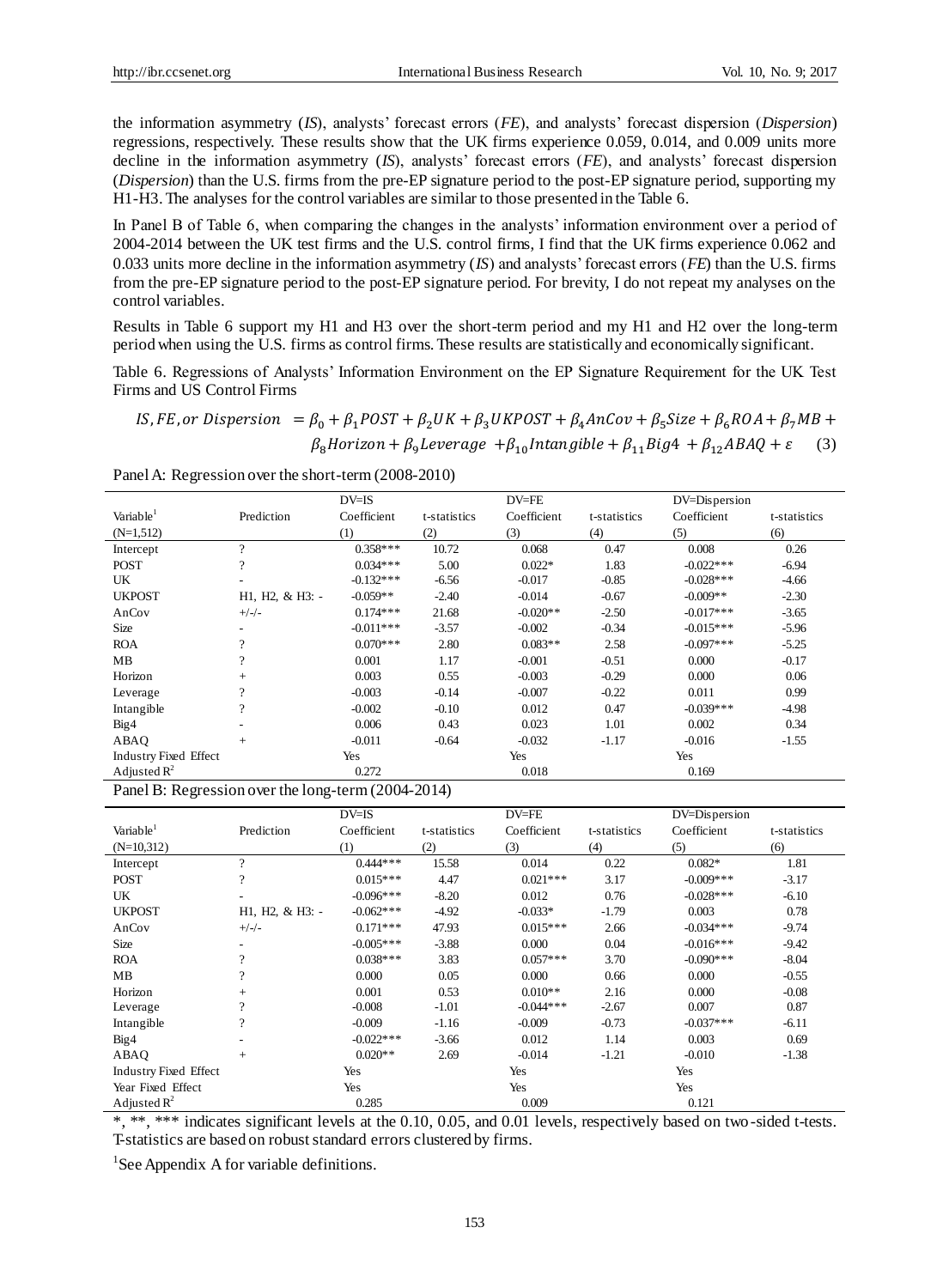the information asymmetry (*IS*), analysts' forecast errors (*FE*), and analysts' forecast dispersion (*Dispersion*) regressions, respectively. These results show that the UK firms experience 0.059, 0.014, and 0.009 units more decline in the information asymmetry (*IS*), analysts' forecast errors (*FE*), and analysts' forecast dispersion (*Dispersion*) than the U.S. firms from the pre-EP signature period to the post-EP signature period, supporting my H1-H3. The analyses for the control variables are similar to those presented in the Table 6.

In Panel B of Table 6, when comparing the changes in the analysts' information environment over a period of 2004-2014 between the UK test firms and the U.S. control firms, I find that the UK firms experience 0.062 and 0.033 units more decline in the information asymmetry (*IS*) and analysts' forecast errors (*FE*) than the U.S. firms from the pre-EP signature period to the post-EP signature period. For brevity, I do not repeat my analyses on the control variables.

Results in Table 6 support my H1 and H3 over the short-term period and my H1 and H2 over the long-term period when using the U.S. firms as control firms. These results are statistically and economically significant.

Table 6. Regressions of Analysts' Information Environment on the EP Signature Requirement for the UK Test Firms and US Control Firms

$$IS, FE, or\ Dispersion \ = \beta_0 + \beta_1 POST + \beta_2 UK + \beta_3 UKPOST + \beta_4 AnCov + \beta_5 Size + \beta_6 ROA + \beta_7 MB + \beta_8 Horizon + \beta_9 Leverage \ + \beta_{10} Intangible + \beta_{11} Big4 \ + \beta_{12} ABAQ + \varepsilon \quad (3)$$

Panel A: Regression over the short-term (2008-2010)

| | | DV=IS | | DV=FE | | DV=Dispersion | |
|---|---|---|---|---|---|---|---|
| Variable[1] | Prediction | Coefficient | t-statistics | Coefficient | t-statistics | Coefficient | t-statistics |
| (N=1,512) | | (1) | (2) | (3) | (4) | (5) | (6) |
| Intercept | ? | 0.358*** | 10.72 | 0.068 | 0.47 | 0.008 | 0.26 |
| POST | ? | 0.034*** | 5.00 | 0.022* | 1.83 | -0.022*** | -6.94 |
| UK | - | -0.132*** | -6.56 | -0.017 | -0.85 | -0.028*** | -4.66 |
| UKPOST | H1, H2, & H3: - | -0.059** | -2.40 | -0.014 | -0.67 | -0.009** | -2.30 |
| AnCov | +/-/- | 0.174*** | 21.68 | -0.020** | -2.50 | -0.017*** | -3.65 |
| Size | - | -0.011*** | -3.57 | -0.002 | -0.34 | -0.015*** | -5.96 |
| ROA | ? | 0.070*** | 2.80 | 0.083** | 2.58 | -0.097*** | -5.25 |
| MB | ? | 0.001 | 1.17 | -0.001 | -0.51 | 0.000 | -0.17 |
| Horizon | + | 0.003 | 0.55 | -0.003 | -0.29 | 0.000 | 0.06 |
| Leverage | ? | -0.003 | -0.14 | -0.007 | -0.22 | 0.011 | 0.99 |
| Intangible | ? | -0.002 | -0.10 | 0.012 | 0.47 | -0.039*** | -4.98 |
| Big4 | - | 0.006 | 0.43 | 0.023 | 1.01 | 0.002 | 0.34 |
| ABAQ | + | -0.011 | -0.64 | -0.032 | -1.17 | -0.016 | -1.55 |
| Industry Fixed Effect | | Yes | | Yes | | Yes | |
| Adjusted $R^2$ | | 0.272 | | 0.018 | | 0.169 | |

Panel B: Regression over the long-term (2004-2014)

| | | DV=IS | | DV=FE | | DV=Dispersion | |
|---|---|---|---|---|---|---|---|
| Variable[1] | Prediction | Coefficient | t-statistics | Coefficient | t-statistics | Coefficient | t-statistics |
| (N=10,312) | | (1) | (2) | (3) | (4) | (5) | (6) |
| Intercept | ? | 0.444*** | 15.58 | 0.014 | 0.22 | 0.082* | 1.81 |
| POST | ? | 0.015*** | 4.47 | 0.021*** | 3.17 | -0.009*** | -3.17 |
| UK | - | -0.096*** | -8.20 | 0.012 | 0.76 | -0.028*** | -6.10 |
| UKPOST | H1, H2, & H3: - | -0.062*** | -4.92 | -0.033* | -1.79 | 0.003 | 0.78 |
| AnCov | +/-/- | 0.171*** | 47.93 | 0.015*** | 2.66 | -0.034*** | -9.74 |
| Size | - | -0.005*** | -3.88 | 0.000 | 0.04 | -0.016*** | -9.42 |
| ROA | ? | 0.038*** | 3.83 | 0.057*** | 3.70 | -0.090*** | -8.04 |
| MB | ? | 0.000 | 0.05 | 0.000 | 0.66 | 0.000 | -0.55 |
| Horizon | + | 0.001 | 0.53 | 0.010** | 2.16 | 0.000 | -0.08 |
| Leverage | ? | -0.008 | -1.01 | -0.044*** | -2.67 | 0.007 | 0.87 |
| Intangible | ? | -0.009 | -1.16 | -0.009 | -0.73 | -0.037*** | -6.11 |
| Big4 | - | -0.022*** | -3.66 | 0.012 | 1.14 | 0.003 | 0.69 |
| ABAQ | + | 0.020** | 2.69 | -0.014 | -1.21 | -0.010 | -1.38 |
| Industry Fixed Effect | | Yes | | Yes | | Yes | |
| Year Fixed Effect | | Yes | | Yes | | Yes | |
| Adjusted $R^2$ | | 0.285 | | 0.009 | | 0.121 | |

*, **, *** indicates significant levels at the 0.10, 0.05, and 0.01 levels, respectively based on two-sided t-tests. T-statistics are based on robust standard errors clustered by firms.

[1]See Appendix A for variable definitions.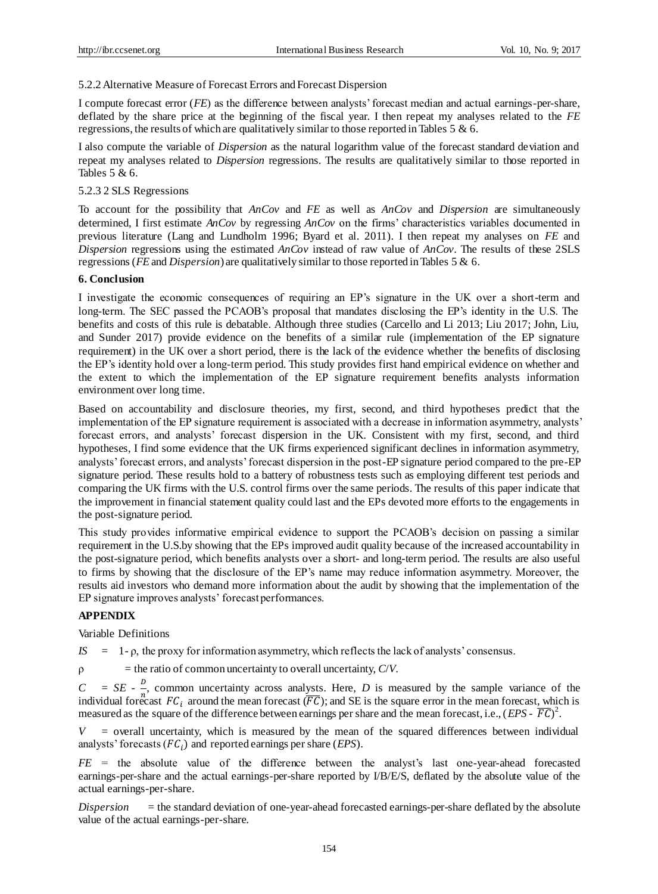#### 5.2.2 Alternative Measure of Forecast Errors and Forecast Dispersion

I compute forecast error (*FE*) as the difference between analysts' forecast median and actual earnings-per-share, deflated by the share price at the beginning of the fiscal year. I then repeat my analyses related to the *FE* regressions, the results of which are qualitatively similar to those reported in Tables 5 & 6.

I also compute the variable of *Dispersion* as the natural logarithm value of the forecast standard deviation and repeat my analyses related to *Dispersion* regressions. The results are qualitatively similar to those reported in Tables 5 & 6.

#### 5.2.3 2 SLS Regressions

To account for the possibility that *AnCov* and *FE* as well as *AnCov* and *Dispersion* are simultaneously determined, I first estimate *AnCov* by regressing *AnCov* on the firms' characteristics variables documented in previous literature (Lang and Lundholm 1996; Byard et al. 2011). I then repeat my analyses on *FE* and *Dispersion* regressions using the estimated *AnCov* instead of raw value of *AnCov*. The results of these 2SLS regressions (*FE* and *Dispersion*) are qualitatively similar to those reported in Tables 5 & 6.

## 6. Conclusion

I investigate the economic consequences of requiring an EP's signature in the UK over a short-term and long-term. The SEC passed the PCAOB's proposal that mandates disclosing the EP's identity in the U.S. The benefits and costs of this rule is debatable. Although three studies (Carcello and Li 2013; Liu 2017; John, Liu, and Sunder 2017) provide evidence on the benefits of a similar rule (implementation of the EP signature requirement) in the UK over a short period, there is the lack of the evidence whether the benefits of disclosing the EP's identity hold over a long-term period. This study provides first hand empirical evidence on whether and the extent to which the implementation of the EP signature requirement benefits analysts information environment over long time.

Based on accountability and disclosure theories, my first, second, and third hypotheses predict that the implementation of the EP signature requirement is associated with a decrease in information asymmetry, analysts' forecast errors, and analysts' forecast dispersion in the UK. Consistent with my first, second, and third hypotheses, I find some evidence that the UK firms experienced significant declines in information asymmetry, analysts' forecast errors, and analysts' forecast dispersion in the post-EP signature period compared to the pre-EP signature period. These results hold to a battery of robustness tests such as employing different test periods and comparing the UK firms with the U.S. control firms over the same periods. The results of this paper indicate that the improvement in financial statement quality could last and the EPs devoted more efforts to the engagements in the post-signature period.

This study provides informative empirical evidence to support the PCAOB's decision on passing a similar requirement in the U.S.by showing that the EPs improved audit quality because of the increased accountability in the post-signature period, which benefits analysts over a short- and long-term period. The results are also useful to firms by showing that the disclosure of the EP's name may reduce information asymmetry. Moreover, the results aid investors who demand more information about the audit by showing that the implementation of the EP signature improves analysts' forecast performances.

## APPENDIX

Variable Definitions

*IS* = 1- $\rho$, the proxy for information asymmetry, which reflects the lack of analysts' consensus.

$\rho$ = the ratio of common uncertainty to overall uncertainty, *C*/*V*.

*C* = $SE - \frac{D}{n}$, common uncertainty across analysts. Here, *D* is measured by the sample variance of the individual forecast $FC_i$ around the mean forecast ($\overline{FC}$); and SE is the square error in the mean forecast, which is measured as the square of the difference between earnings per share and the mean forecast, i.e., $(EPS - \overline{FC})^2$.

*V* = overall uncertainty, which is measured by the mean of the squared differences between individual analysts' forecasts ($FC_i$) and reported earnings per share (*EPS*).

*FE* = the absolute value of the difference between the analyst's last one-year-ahead forecasted earnings-per-share and the actual earnings-per-share reported by I/B/E/S, deflated by the absolute value of the actual earnings-per-share.

*Dispersion* = the standard deviation of one-year-ahead forecasted earnings-per-share deflated by the absolute value of the actual earnings-per-share.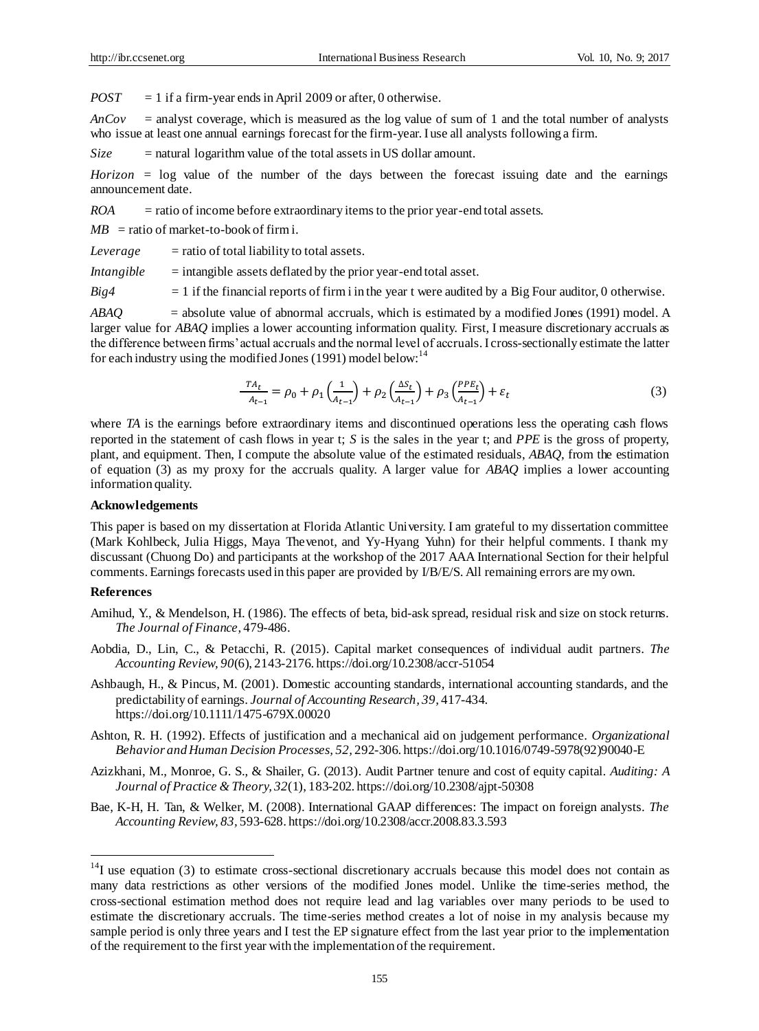*POST* = 1 if a firm-year ends in April 2009 or after, 0 otherwise.

*AnCov* = analyst coverage, which is measured as the log value of sum of 1 and the total number of analysts who issue at least one annual earnings forecast for the firm-year. I use all analysts following a firm.

*Size* = natural logarithm value of the total assets in US dollar amount.

*Horizon* = log value of the number of the days between the forecast issuing date and the earnings announcement date.

*ROA* = ratio of income before extraordinary items to the prior year-end total assets.

*MB* = ratio of market-to-book of firm i.

*Leverage* = ratio of total liability to total assets.

*Intangible* = intangible assets deflated by the prior year-end total asset.

*Big4* = 1 if the financial reports of firm i in the year t were audited by a Big Four auditor, 0 otherwise.

*ABAQ* = absolute value of abnormal accruals, which is estimated by a modified Jones (1991) model. A larger value for *ABAQ* implies a lower accounting information quality. First, I measure discretionary accruals as the difference between firms' actual accruals and the normal level of accruals. I cross-sectionally estimate the latter for each industry using the modified Jones (1991) model below:[14]

$$\frac{TA_t}{A_{t-1}} = \rho_0 + \rho_1\left(\frac{1}{A_{t-1}}\right) + \rho_2\left(\frac{\Delta S_t}{A_{t-1}}\right) + \rho_3\left(\frac{PPE_t}{A_{t-1}}\right) + \varepsilon_t \tag{3}$$

where *TA* is the earnings before extraordinary items and discontinued operations less the operating cash flows reported in the statement of cash flows in year t; *S* is the sales in the year t; and *PPE* is the gross of property, plant, and equipment. Then, I compute the absolute value of the estimated residuals, *ABAQ*, from the estimation of equation (3) as my proxy for the accruals quality. A larger value for *ABAQ* implies a lower accounting information quality.

**Acknowledgements**

This paper is based on my dissertation at Florida Atlantic University. I am grateful to my dissertation committee (Mark Kohlbeck, Julia Higgs, Maya Thevenot, and Yy-Hyang Yuhn) for their helpful comments. I thank my discussant (Chuong Do) and participants at the workshop of the 2017 AAA International Section for their helpful comments. Earnings forecasts used in this paper are provided by I/B/E/S. All remaining errors are my own.

**References**

Amihud, Y., & Mendelson, H. (1986). The effects of beta, bid-ask spread, residual risk and size on stock returns. *The Journal of Finance*, 479-486.

Aobdia, D., Lin, C., & Petacchi, R. (2015). Capital market consequences of individual audit partners. *The Accounting Review, 90*(6), 2143-2176. https://doi.org/10.2308/accr-51054

Ashbaugh, H., & Pincus, M. (2001). Domestic accounting standards, international accounting standards, and the predictability of earnings. *Journal of Accounting Research, 39*, 417-434. https://doi.org/10.1111/1475-679X.00020

Ashton, R. H. (1992). Effects of justification and a mechanical aid on judgement performance. *Organizational Behavior and Human Decision Processes, 52*, 292-306. https://doi.org/10.1016/0749-5978(92)90040-E

Azizkhani, M., Monroe, G. S., & Shailer, G. (2013). Audit Partner tenure and cost of equity capital. *Auditing: A Journal of Practice & Theory, 32*(1), 183-202. https://doi.org/10.2308/ajpt-50308

Bae, K-H, H. Tan, & Welker, M. (2008). International GAAP differences: The impact on foreign analysts. *The Accounting Review, 83*, 593-628. https://doi.org/10.2308/accr.2008.83.3.593

---

[14] I use equation (3) to estimate cross-sectional discretionary accruals because this model does not contain as many data restrictions as other versions of the modified Jones model. Unlike the time-series method, the cross-sectional estimation method does not require lead and lag variables over many periods to be used to estimate the discretionary accruals. The time-series method creates a lot of noise in my analysis because my sample period is only three years and I test the EP signature effect from the last year prior to the implementation of the requirement to the first year with the implementation of the requirement.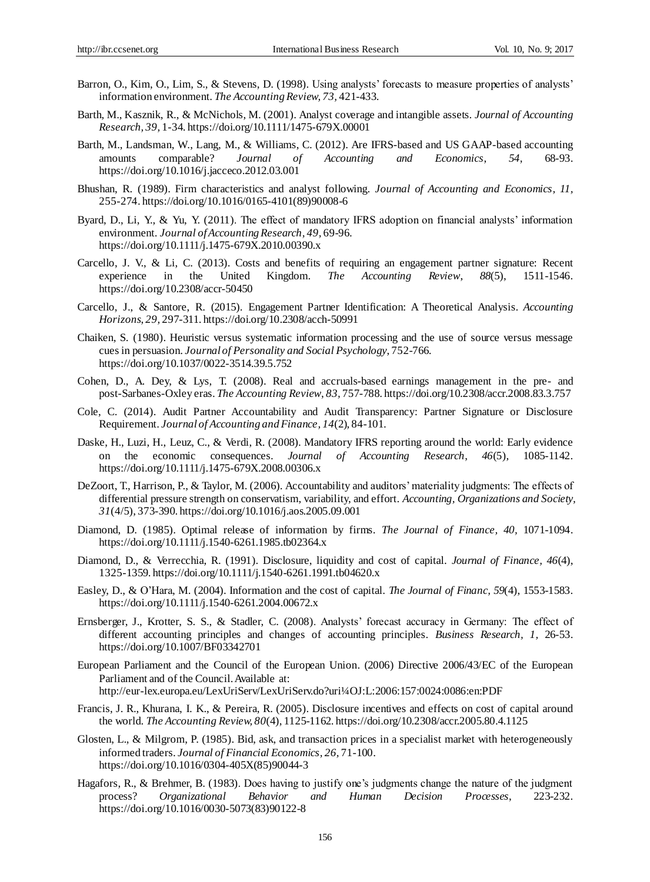Barron, O., Kim, O., Lim, S., & Stevens, D. (1998). Using analysts' forecasts to measure properties of analysts' information environment. *The Accounting Review, 73*, 421-433.

Barth, M., Kasznik, R., & McNichols, M. (2001). Analyst coverage and intangible assets. *Journal of Accounting Research, 39*, 1-34. https://doi.org/10.1111/1475-679X.00001

Barth, M., Landsman, W., Lang, M., & Williams, C. (2012). Are IFRS-based and US GAAP-based accounting amounts comparable? *Journal of Accounting and Economics, 54*, 68-93. https://doi.org/10.1016/j.jacceco.2012.03.001

Bhushan, R. (1989). Firm characteristics and analyst following. *Journal of Accounting and Economics, 11*, 255-274. https://doi.org/10.1016/0165-4101(89)90008-6

Byard, D., Li, Y., & Yu, Y. (2011). The effect of mandatory IFRS adoption on financial analysts' information environment. *Journal of Accounting Research, 49*, 69-96. https://doi.org/10.1111/j.1475-679X.2010.00390.x

Carcello, J. V., & Li, C. (2013). Costs and benefits of requiring an engagement partner signature: Recent experience in the United Kingdom. *The Accounting Review, 88*(5), 1511-1546. https://doi.org/10.2308/accr-50450

Carcello, J., & Santore, R. (2015). Engagement Partner Identification: A Theoretical Analysis. *Accounting Horizons, 29*, 297-311. https://doi.org/10.2308/acch-50991

Chaiken, S. (1980). Heuristic versus systematic information processing and the use of source versus message cues in persuasion. *Journal of Personality and Social Psychology*, 752-766. https://doi.org/10.1037/0022-3514.39.5.752

Cohen, D., A. Dey, & Lys, T. (2008). Real and accruals-based earnings management in the pre- and post-Sarbanes-Oxley eras. *The Accounting Review, 83*, 757-788. https://doi.org/10.2308/accr.2008.83.3.757

Cole, C. (2014). Audit Partner Accountability and Audit Transparency: Partner Signature or Disclosure Requirement. *Journal of Accounting and Finance, 14*(2), 84-101.

Daske, H., Luzi, H., Leuz, C., & Verdi, R. (2008). Mandatory IFRS reporting around the world: Early evidence on the economic consequences. *Journal of Accounting Research, 46*(5), 1085-1142. https://doi.org/10.1111/j.1475-679X.2008.00306.x

DeZoort, T., Harrison, P., & Taylor, M. (2006). Accountability and auditors' materiality judgments: The effects of differential pressure strength on conservatism, variability, and effort. *Accounting, Organizations and Society, 31*(4/5), 373-390. https://doi.org/10.1016/j.aos.2005.09.001

Diamond, D. (1985). Optimal release of information by firms. *The Journal of Finance, 40*, 1071-1094. https://doi.org/10.1111/j.1540-6261.1985.tb02364.x

Diamond, D., & Verrecchia, R. (1991). Disclosure, liquidity and cost of capital. *Journal of Finance, 46*(4), 1325-1359. https://doi.org/10.1111/j.1540-6261.1991.tb04620.x

Easley, D., & O'Hara, M. (2004). Information and the cost of capital. *The Journal of Financ, 59*(4), 1553-1583. https://doi.org/10.1111/j.1540-6261.2004.00672.x

Ernsberger, J., Krotter, S. S., & Stadler, C. (2008). Analysts' forecast accuracy in Germany: The effect of different accounting principles and changes of accounting principles. *Business Research, 1*, 26-53. https://doi.org/10.1007/BF03342701

European Parliament and the Council of the European Union. (2006) Directive 2006/43/EC of the European Parliament and of the Council. Available at: http://eur-lex.europa.eu/LexUriServ/LexUriServ.do?uri¼OJ:L:2006:157:0024:0086:en:PDF

Francis, J. R., Khurana, I. K., & Pereira, R. (2005). Disclosure incentives and effects on cost of capital around the world. *The Accounting Review, 80*(4), 1125-1162. https://doi.org/10.2308/accr.2005.80.4.1125

Glosten, L., & Milgrom, P. (1985). Bid, ask, and transaction prices in a specialist market with heterogeneously informed traders. *Journal of Financial Economics, 26*, 71-100. https://doi.org/10.1016/0304-405X(85)90044-3

Hagafors, R., & Brehmer, B. (1983). Does having to justify one's judgments change the nature of the judgment process? *Organizational Behavior and Human Decision Processes*, 223-232. https://doi.org/10.1016/0030-5073(83)90122-8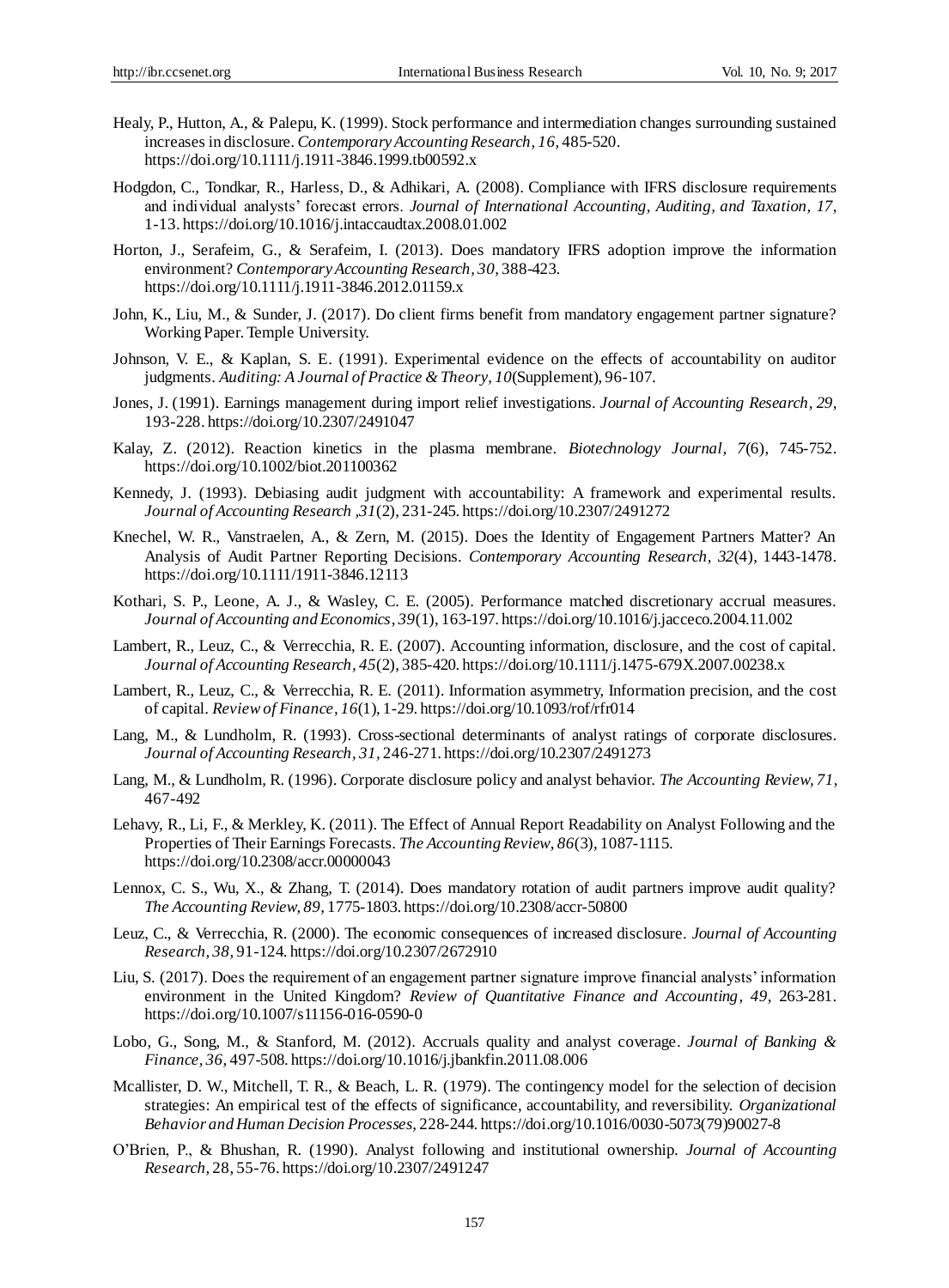Healy, P., Hutton, A., & Palepu, K. (1999). Stock performance and intermediation changes surrounding sustained increases in disclosure. *Contemporary Accounting Research*, *16*, 485-520. https://doi.org/10.1111/j.1911-3846.1999.tb00592.x

Hodgdon, C., Tondkar, R., Harless, D., & Adhikari, A. (2008). Compliance with IFRS disclosure requirements and individual analysts' forecast errors. *Journal of International Accounting, Auditing, and Taxation, 17,* 1-13. https://doi.org/10.1016/j.intaccaudtax.2008.01.002

Horton, J., Serafeim, G., & Serafeim, I. (2013). Does mandatory IFRS adoption improve the information environment? *Contemporary Accounting Research*, *30,* 388-423. https://doi.org/10.1111/j.1911-3846.2012.01159.x

John, K., Liu, M., & Sunder, J. (2017). Do client firms benefit from mandatory engagement partner signature? Working Paper. Temple University.

Johnson, V. E., & Kaplan, S. E. (1991). Experimental evidence on the effects of accountability on auditor judgments. *Auditing: A Journal of Practice & Theory, 10*(Supplement), 96-107.

Jones, J. (1991). Earnings management during import relief investigations. *Journal of Accounting Research*, *29,* 193-228. https://doi.org/10.2307/2491047

Kalay, Z. (2012). Reaction kinetics in the plasma membrane. *Biotechnology Journal, 7*(6), 745-752. https://doi.org/10.1002/biot.201100362

Kennedy, J. (1993). Debiasing audit judgment with accountability: A framework and experimental results. *Journal of Accounting Research ,31*(2), 231-245. https://doi.org/10.2307/2491272

Knechel, W. R., Vanstraelen, A., & Zern, M. (2015). Does the Identity of Engagement Partners Matter? An Analysis of Audit Partner Reporting Decisions. *Contemporary Accounting Research*, *32*(4), 1443-1478. https://doi.org/10.1111/1911-3846.12113

Kothari, S. P., Leone, A. J., & Wasley, C. E. (2005). Performance matched discretionary accrual measures. *Journal of Accounting and Economics*, *39*(1), 163-197. https://doi.org/10.1016/j.jacceco.2004.11.002

Lambert, R., Leuz, C., & Verrecchia, R. E. (2007). Accounting information, disclosure, and the cost of capital. *Journal of Accounting Research, 45*(2), 385-420. https://doi.org/10.1111/j.1475-679X.2007.00238.x

Lambert, R., Leuz, C., & Verrecchia, R. E. (2011). Information asymmetry, Information precision, and the cost of capital. *Review of Finance, 16*(1), 1-29. https://doi.org/10.1093/rof/rfr014

Lang, M., & Lundholm, R. (1993). Cross-sectional determinants of analyst ratings of corporate disclosures. *Journal of Accounting Research*, *31,* 246-271. https://doi.org/10.2307/2491273

Lang, M., & Lundholm, R. (1996). Corporate disclosure policy and analyst behavior. *The Accounting Review*, *71,* 467-492

Lehavy, R., Li, F., & Merkley, K. (2011). The Effect of Annual Report Readability on Analyst Following and the Properties of Their Earnings Forecasts. *The Accounting Review*, *86*(3), 1087-1115. https://doi.org/10.2308/accr.00000043

Lennox, C. S., Wu, X., & Zhang, T. (2014). Does mandatory rotation of audit partners improve audit quality? *The Accounting Review, 89*, 1775-1803. https://doi.org/10.2308/accr-50800

Leuz, C., & Verrecchia, R. (2000). The economic consequences of increased disclosure. *Journal of Accounting Research*, *38,* 91-124. https://doi.org/10.2307/2672910

Liu, S. (2017). Does the requirement of an engagement partner signature improve financial analysts' information environment in the United Kingdom? *Review of Quantitative Finance and Accounting, 49,* 263-281. https://doi.org/10.1007/s11156-016-0590-0

Lobo, G., Song, M., & Stanford, M. (2012). Accruals quality and analyst coverage. *Journal of Banking & Finance*, *36,* 497-508. https://doi.org/10.1016/j.jbankfin.2011.08.006

Mcallister, D. W., Mitchell, T. R., & Beach, L. R. (1979). The contingency model for the selection of decision strategies: An empirical test of the effects of significance, accountability, and reversibility. *Organizational Behavior and Human Decision Processes*, 228-244. https://doi.org/10.1016/0030-5073(79)90027-8

O'Brien, P., & Bhushan, R. (1990). Analyst following and institutional ownership. *Journal of Accounting Research*, 28, 55-76. https://doi.org/10.2307/2491247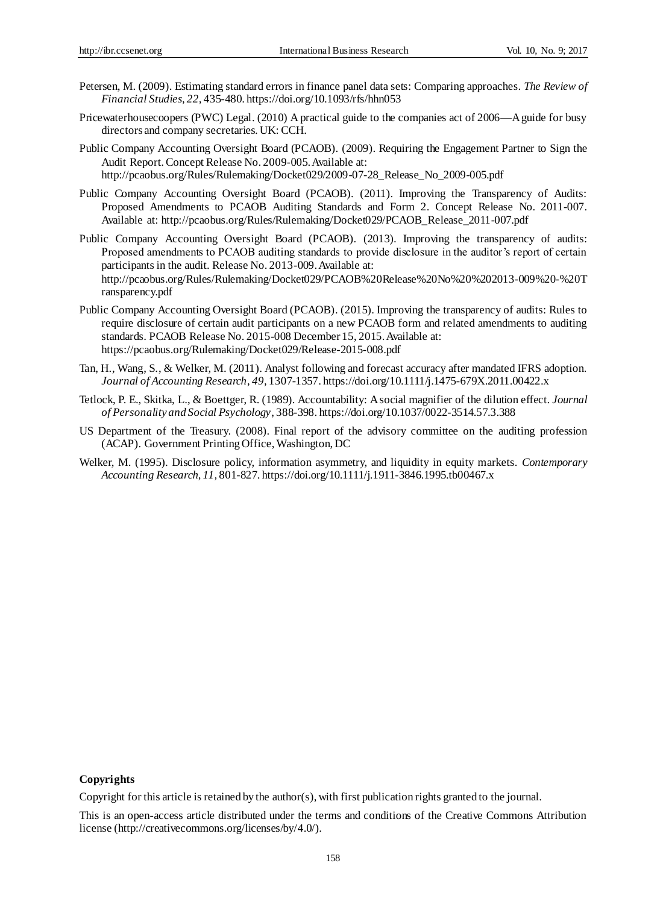Petersen, M. (2009). Estimating standard errors in finance panel data sets: Comparing approaches. *The Review of Financial Studies, 22,* 435-480. https://doi.org/10.1093/rfs/hhn053

Pricewaterhousecoopers (PWC) Legal. (2010) A practical guide to the companies act of 2006—A guide for busy directors and company secretaries. UK: CCH.

Public Company Accounting Oversight Board (PCAOB). (2009). Requiring the Engagement Partner to Sign the Audit Report. Concept Release No. 2009-005. Available at: http://pcaobus.org/Rules/Rulemaking/Docket029/2009-07-28_Release_No_2009-005.pdf

Public Company Accounting Oversight Board (PCAOB). (2011). Improving the Transparency of Audits: Proposed Amendments to PCAOB Auditing Standards and Form 2. Concept Release No. 2011-007. Available at: http://pcaobus.org/Rules/Rulemaking/Docket029/PCAOB_Release_2011-007.pdf

Public Company Accounting Oversight Board (PCAOB). (2013). Improving the transparency of audits: Proposed amendments to PCAOB auditing standards to provide disclosure in the auditor's report of certain participants in the audit. Release No. 2013-009. Available at: http://pcaobus.org/Rules/Rulemaking/Docket029/PCAOB%20Release%20No%20%202013-009%20-%20Transparency.pdf

Public Company Accounting Oversight Board (PCAOB). (2015). Improving the transparency of audits: Rules to require disclosure of certain audit participants on a new PCAOB form and related amendments to auditing standards. PCAOB Release No. 2015-008 December 15, 2015. Available at: https://pcaobus.org/Rulemaking/Docket029/Release-2015-008.pdf

Tan, H., Wang, S., & Welker, M. (2011). Analyst following and forecast accuracy after mandated IFRS adoption. *Journal of Accounting Research, 49,* 1307-1357. https://doi.org/10.1111/j.1475-679X.2011.00422.x

Tetlock, P. E., Skitka, L., & Boettger, R. (1989). Accountability: A social magnifier of the dilution effect. *Journal of Personality and Social Psychology*, 388-398. https://doi.org/10.1037/0022-3514.57.3.388

US Department of the Treasury. (2008). Final report of the advisory committee on the auditing profession (ACAP). Government Printing Office, Washington, DC

Welker, M. (1995). Disclosure policy, information asymmetry, and liquidity in equity markets. *Contemporary Accounting Research, 11,* 801-827. https://doi.org/10.1111/j.1911-3846.1995.tb00467.x

**Copyrights**

Copyright for this article is retained by the author(s), with first publication rights granted to the journal.

This is an open-access article distributed under the terms and conditions of the Creative Commons Attribution license (http://creativecommons.org/licenses/by/4.0/).